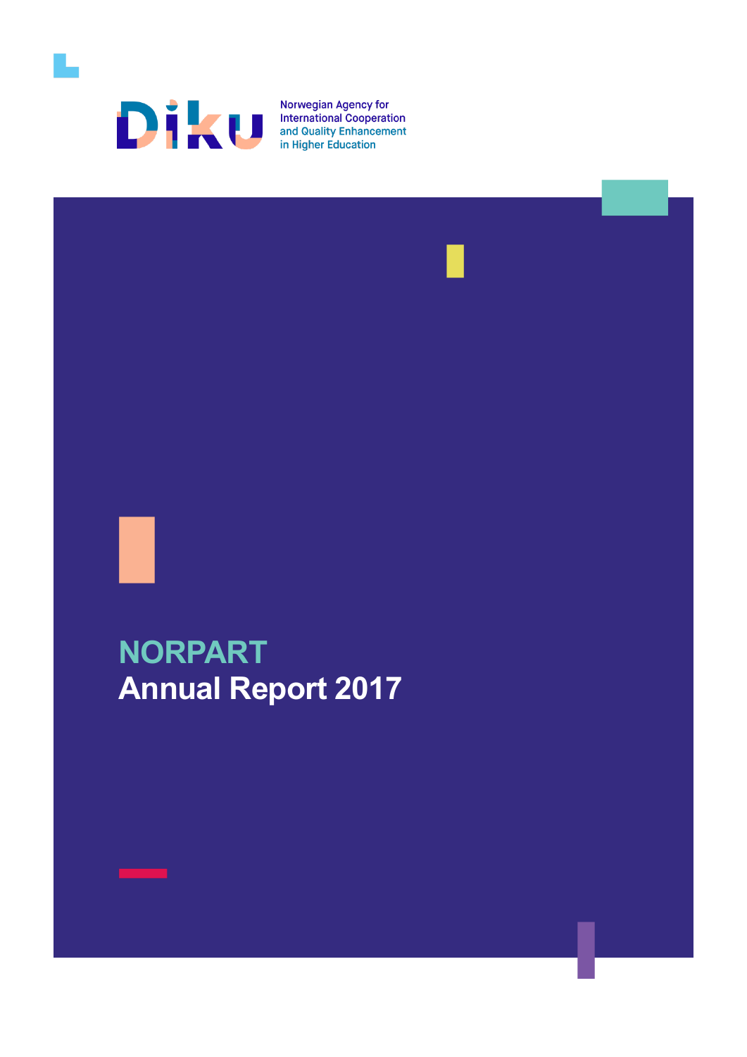Norwegian Agency for International Cooperation and Quality Enhancement in Higher Education

# NORPART
# Annual Report 2017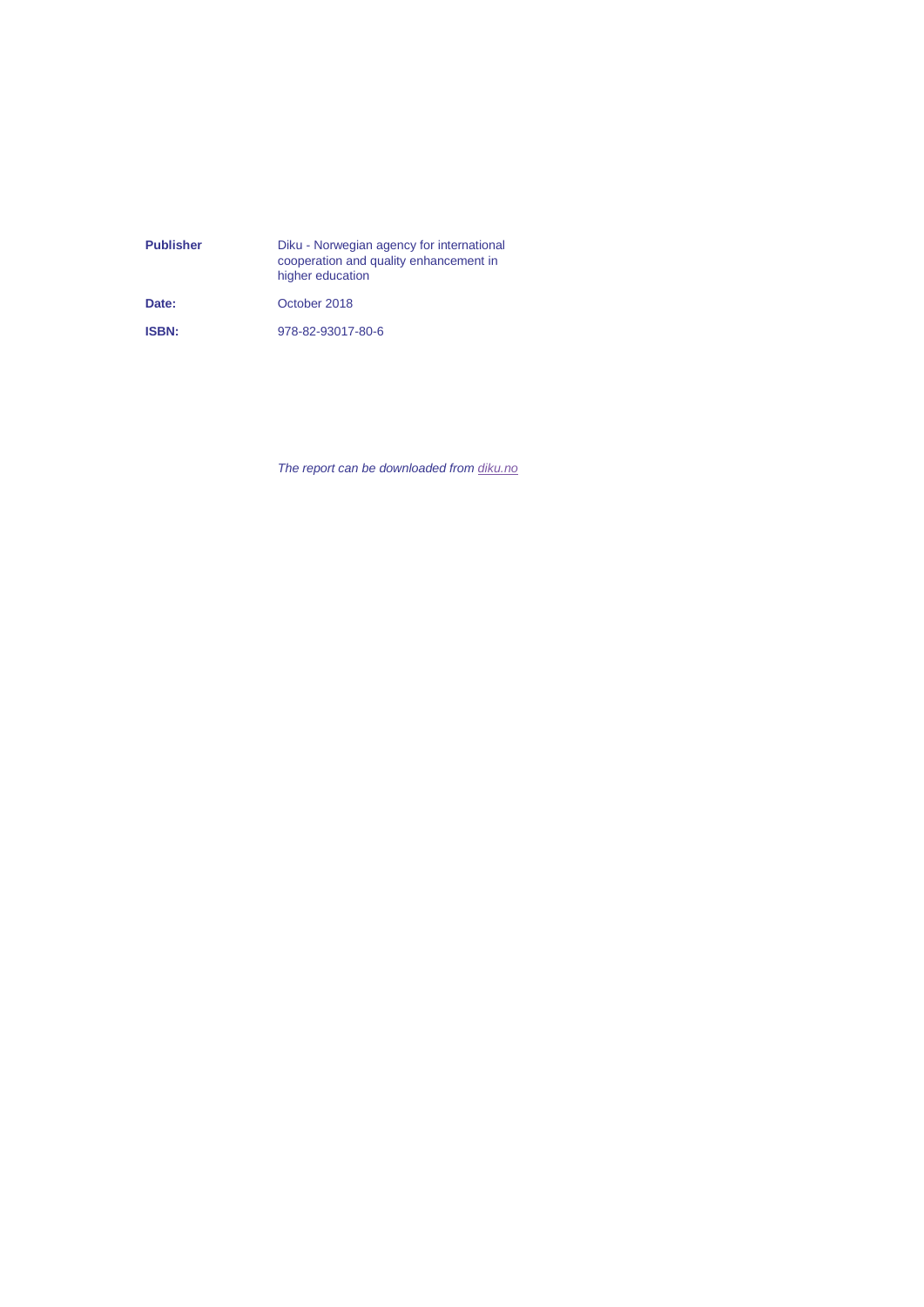| | |
|---|---|
| **Publisher** | Diku - Norwegian agency for international cooperation and quality enhancement in higher education |
| **Date:** | October 2018 |
| **ISBN:** | 978-82-93017-80-6 |

*The report can be downloaded from [diku.no](diku.no)*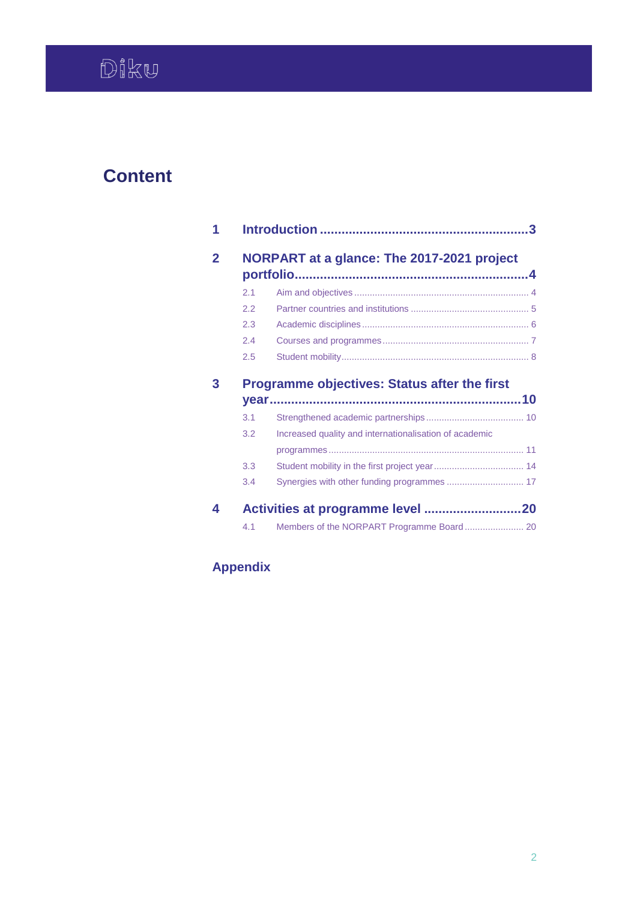# Content

1 Introduction ......................................................... 3

2 NORPART at a glance: The 2017-2021 project portfolio ......................................................... 4

- 2.1 Aim and objectives ......................................................... 4
- 2.2 Partner countries and institutions ......................................................... 5
- 2.3 Academic disciplines ......................................................... 6
- 2.4 Courses and programmes ......................................................... 7
- 2.5 Student mobility ......................................................... 8

3 Programme objectives: Status after the first year ......................................................... 10

- 3.1 Strengthened academic partnerships ......................................................... 10
- 3.2 Increased quality and internationalisation of academic programmes ......................................................... 11
- 3.3 Student mobility in the first project year ......................................................... 14
- 3.4 Synergies with other funding programmes ......................................................... 17

4 Activities at programme level ......................................................... 20

- 4.1 Members of the NORPART Programme Board ......................................................... 20

Appendix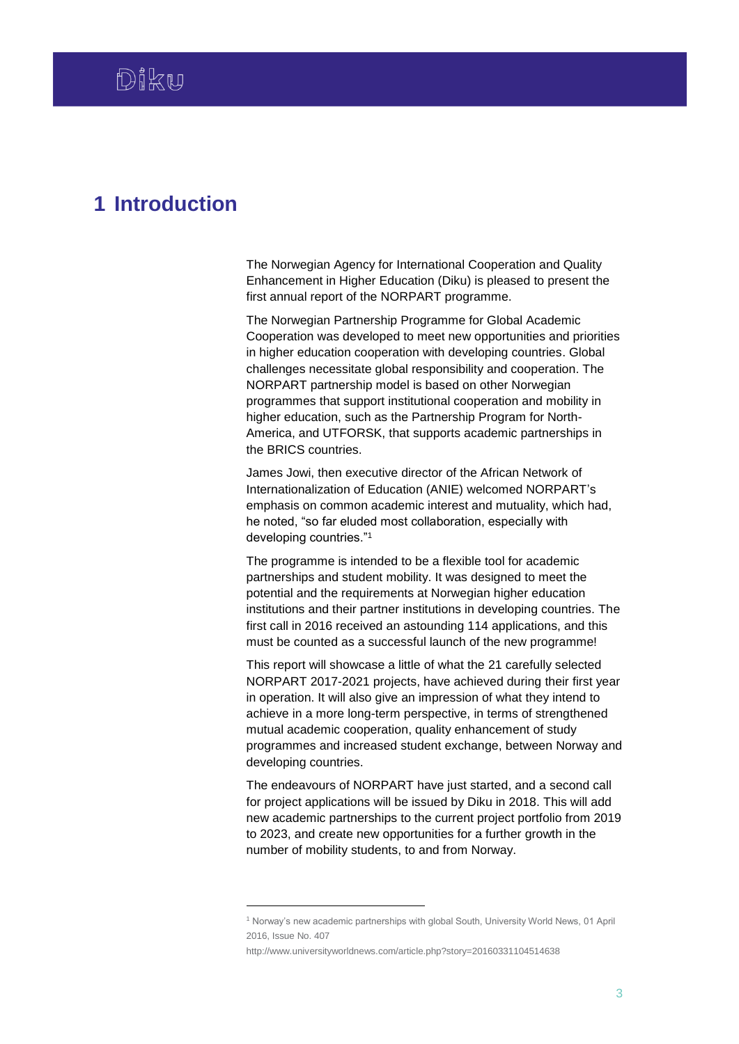# 1 Introduction

The Norwegian Agency for International Cooperation and Quality Enhancement in Higher Education (Diku) is pleased to present the first annual report of the NORPART programme.

The Norwegian Partnership Programme for Global Academic Cooperation was developed to meet new opportunities and priorities in higher education cooperation with developing countries. Global challenges necessitate global responsibility and cooperation. The NORPART partnership model is based on other Norwegian programmes that support institutional cooperation and mobility in higher education, such as the Partnership Program for North-America, and UTFORSK, that supports academic partnerships in the BRICS countries.

James Jowi, then executive director of the African Network of Internationalization of Education (ANIE) welcomed NORPART's emphasis on common academic interest and mutuality, which had, he noted, "so far eluded most collaboration, especially with developing countries."[1]

The programme is intended to be a flexible tool for academic partnerships and student mobility. It was designed to meet the potential and the requirements at Norwegian higher education institutions and their partner institutions in developing countries. The first call in 2016 received an astounding 114 applications, and this must be counted as a successful launch of the new programme!

This report will showcase a little of what the 21 carefully selected NORPART 2017-2021 projects, have achieved during their first year in operation. It will also give an impression of what they intend to achieve in a more long-term perspective, in terms of strengthened mutual academic cooperation, quality enhancement of study programmes and increased student exchange, between Norway and developing countries.

The endeavours of NORPART have just started, and a second call for project applications will be issued by Diku in 2018. This will add new academic partnerships to the current project portfolio from 2019 to 2023, and create new opportunities for a further growth in the number of mobility students, to and from Norway.

---

[1] Norway's new academic partnerships with global South, University World News, 01 April 2016, Issue No. 407

http://www.universityworldnews.com/article.php?story=20160331104514638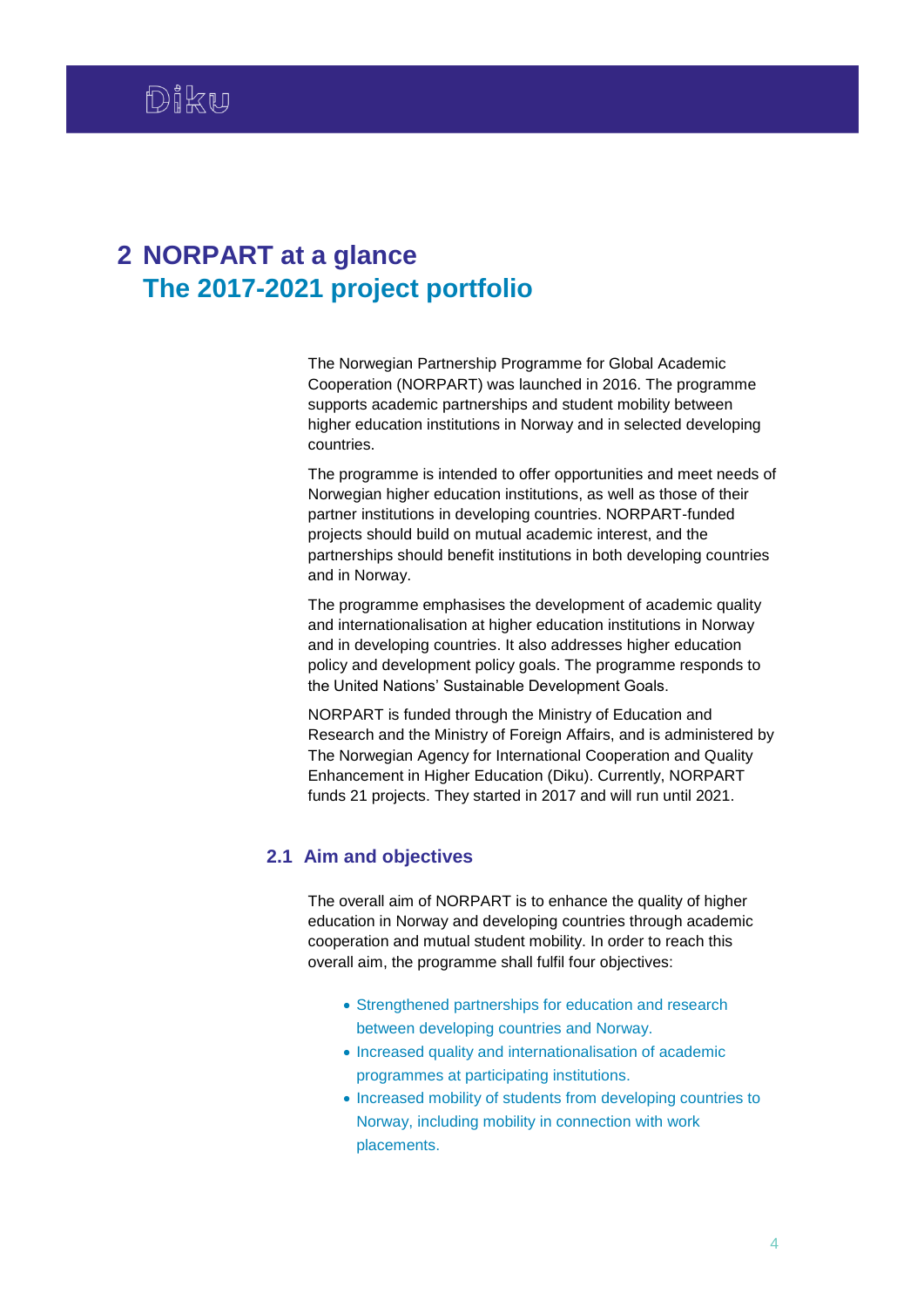# 2 NORPART at a glance
## The 2017-2021 project portfolio

The Norwegian Partnership Programme for Global Academic Cooperation (NORPART) was launched in 2016. The programme supports academic partnerships and student mobility between higher education institutions in Norway and in selected developing countries.

The programme is intended to offer opportunities and meet needs of Norwegian higher education institutions, as well as those of their partner institutions in developing countries. NORPART-funded projects should build on mutual academic interest, and the partnerships should benefit institutions in both developing countries and in Norway.

The programme emphasises the development of academic quality and internationalisation at higher education institutions in Norway and in developing countries. It also addresses higher education policy and development policy goals. The programme responds to the United Nations' Sustainable Development Goals.

NORPART is funded through the Ministry of Education and Research and the Ministry of Foreign Affairs, and is administered by The Norwegian Agency for International Cooperation and Quality Enhancement in Higher Education (Diku). Currently, NORPART funds 21 projects. They started in 2017 and will run until 2021.

### 2.1 Aim and objectives

The overall aim of NORPART is to enhance the quality of higher education in Norway and developing countries through academic cooperation and mutual student mobility. In order to reach this overall aim, the programme shall fulfil four objectives:

- Strengthened partnerships for education and research between developing countries and Norway.
- Increased quality and internationalisation of academic programmes at participating institutions.
- Increased mobility of students from developing countries to Norway, including mobility in connection with work placements.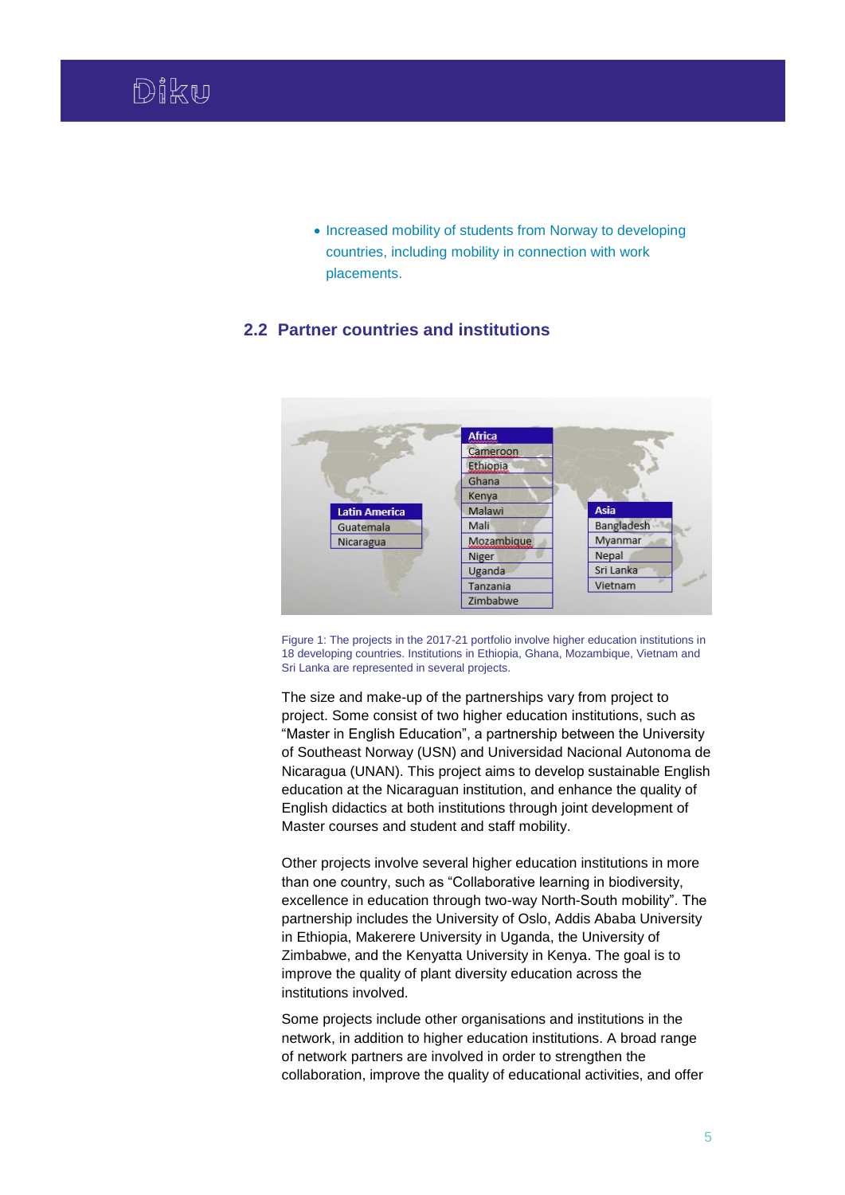- Increased mobility of students from Norway to developing countries, including mobility in connection with work placements.

## 2.2 Partner countries and institutions

| Latin America | Africa | Asia |
|---|---|---|
| Guatemala | Cameroon | Bangladesh |
| Nicaragua | Ethiopia | Myanmar |
| | Ghana | Nepal |
| | Kenya | Sri Lanka |
| | Malawi | Vietnam |
| | Mali | |
| | Mozambique | |
| | Niger | |
| | Uganda | |
| | Tanzania | |
| | Zimbabwe | |

Figure 1: The projects in the 2017-21 portfolio involve higher education institutions in 18 developing countries. Institutions in Ethiopia, Ghana, Mozambique, Vietnam and Sri Lanka are represented in several projects.

The size and make-up of the partnerships vary from project to project. Some consist of two higher education institutions, such as "Master in English Education", a partnership between the University of Southeast Norway (USN) and Universidad Nacional Autonoma de Nicaragua (UNAN). This project aims to develop sustainable English education at the Nicaraguan institution, and enhance the quality of English didactics at both institutions through joint development of Master courses and student and staff mobility.

Other projects involve several higher education institutions in more than one country, such as "Collaborative learning in biodiversity, excellence in education through two-way North-South mobility". The partnership includes the University of Oslo, Addis Ababa University in Ethiopia, Makerere University in Uganda, the University of Zimbabwe, and the Kenyatta University in Kenya. The goal is to improve the quality of plant diversity education across the institutions involved.

Some projects include other organisations and institutions in the network, in addition to higher education institutions. A broad range of network partners are involved in order to strengthen the collaboration, improve the quality of educational activities, and offer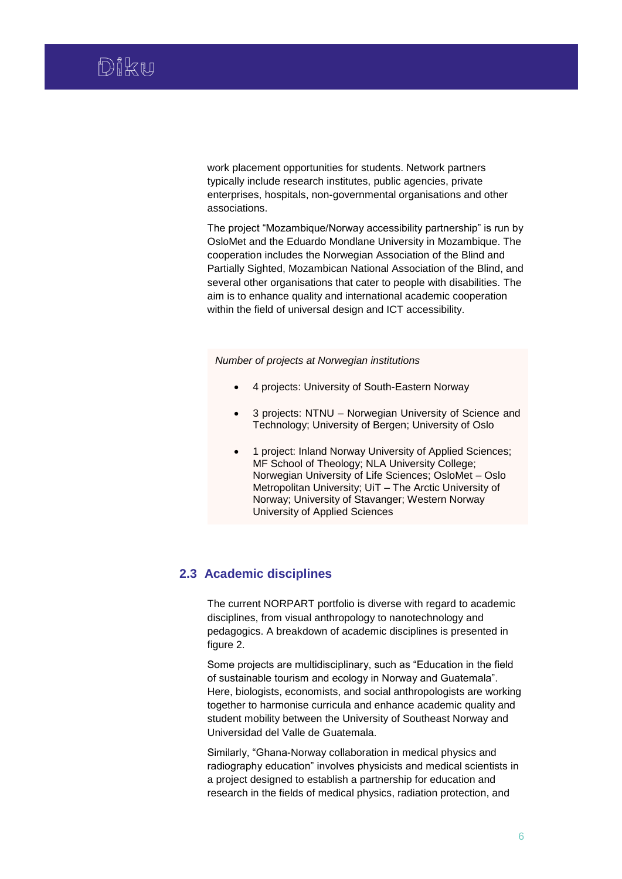work placement opportunities for students. Network partners typically include research institutes, public agencies, private enterprises, hospitals, non-governmental organisations and other associations.

The project "Mozambique/Norway accessibility partnership" is run by OsloMet and the Eduardo Mondlane University in Mozambique. The cooperation includes the Norwegian Association of the Blind and Partially Sighted, Mozambican National Association of the Blind, and several other organisations that cater to people with disabilities. The aim is to enhance quality and international academic cooperation within the field of universal design and ICT accessibility.

*Number of projects at Norwegian institutions*

- 4 projects: University of South-Eastern Norway
- 3 projects: NTNU – Norwegian University of Science and Technology; University of Bergen; University of Oslo
- 1 project: Inland Norway University of Applied Sciences; MF School of Theology; NLA University College; Norwegian University of Life Sciences; OsloMet – Oslo Metropolitan University; UiT – The Arctic University of Norway; University of Stavanger; Western Norway University of Applied Sciences

## 2.3 Academic disciplines

The current NORPART portfolio is diverse with regard to academic disciplines, from visual anthropology to nanotechnology and pedagogics. A breakdown of academic disciplines is presented in figure 2.

Some projects are multidisciplinary, such as "Education in the field of sustainable tourism and ecology in Norway and Guatemala". Here, biologists, economists, and social anthropologists are working together to harmonise curricula and enhance academic quality and student mobility between the University of Southeast Norway and Universidad del Valle de Guatemala.

Similarly, "Ghana-Norway collaboration in medical physics and radiography education" involves physicists and medical scientists in a project designed to establish a partnership for education and research in the fields of medical physics, radiation protection, and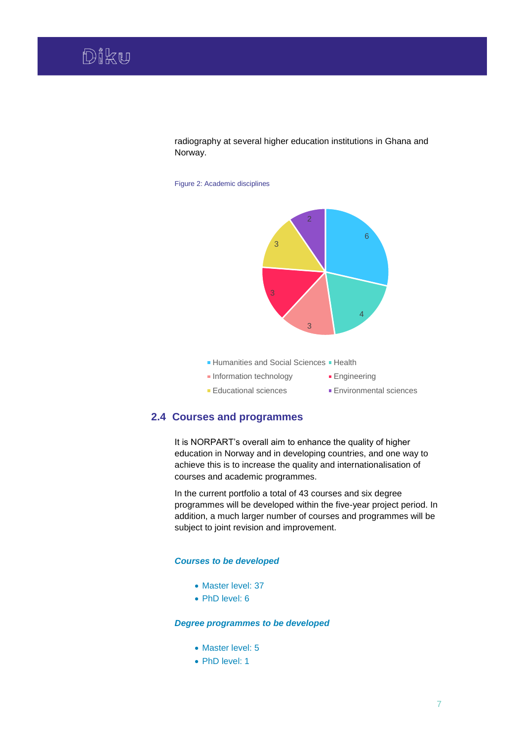radiography at several higher education institutions in Ghana and Norway.

Figure 2: Academic disciplines

| Discipline | Number |
| --- | --- |
| Humanities and Social Sciences | 6 |
| Health | 4 |
| Information technology | 3 |
| Engineering | 3 |
| Educational sciences | 3 |
| Environmental sciences | 2 |

## 2.4 Courses and programmes

It is NORPART's overall aim to enhance the quality of higher education in Norway and in developing countries, and one way to achieve this is to increase the quality and internationalisation of courses and academic programmes.

In the current portfolio a total of 43 courses and six degree programmes will be developed within the five-year project period. In addition, a much larger number of courses and programmes will be subject to joint revision and improvement.

***Courses to be developed***

- Master level: 37
- PhD level: 6

***Degree programmes to be developed***

- Master level: 5
- PhD level: 1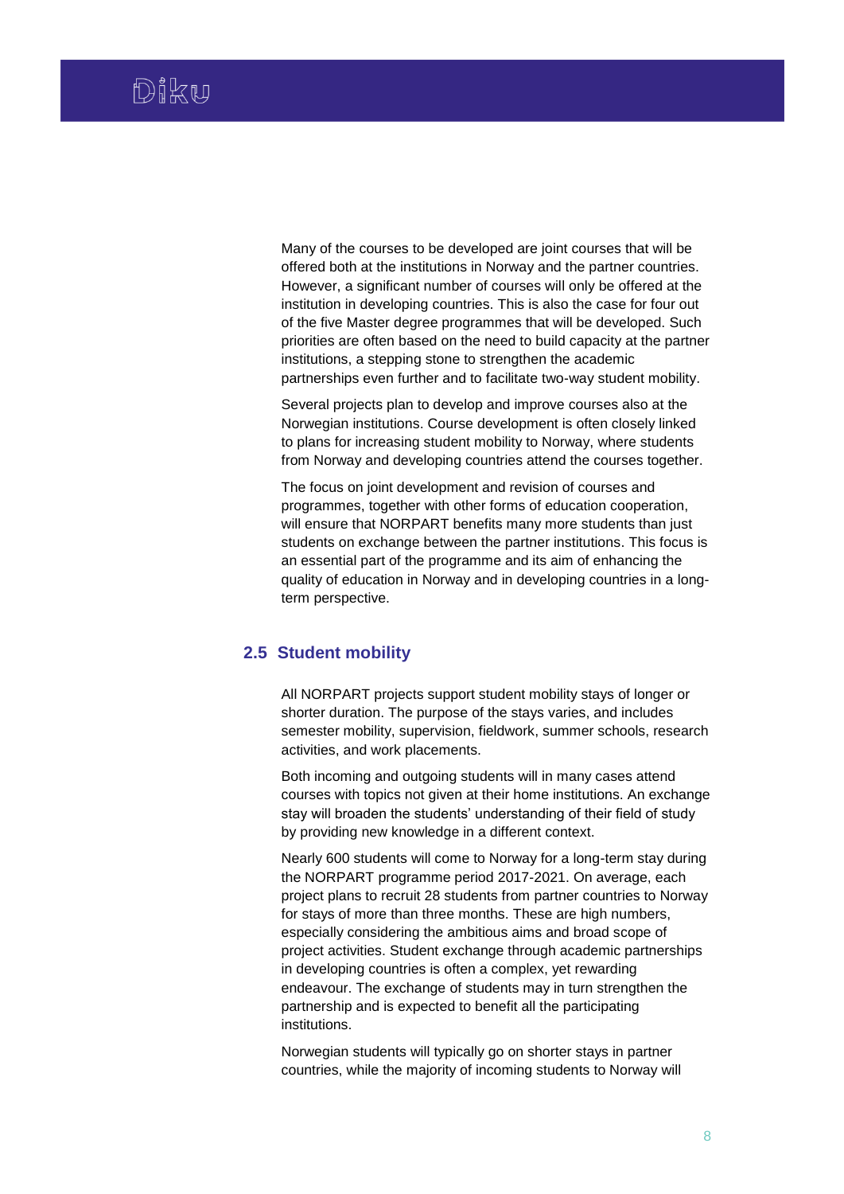Many of the courses to be developed are joint courses that will be offered both at the institutions in Norway and the partner countries. However, a significant number of courses will only be offered at the institution in developing countries. This is also the case for four out of the five Master degree programmes that will be developed. Such priorities are often based on the need to build capacity at the partner institutions, a stepping stone to strengthen the academic partnerships even further and to facilitate two-way student mobility.

Several projects plan to develop and improve courses also at the Norwegian institutions. Course development is often closely linked to plans for increasing student mobility to Norway, where students from Norway and developing countries attend the courses together.

The focus on joint development and revision of courses and programmes, together with other forms of education cooperation, will ensure that NORPART benefits many more students than just students on exchange between the partner institutions. This focus is an essential part of the programme and its aim of enhancing the quality of education in Norway and in developing countries in a long-term perspective.

## 2.5 Student mobility

All NORPART projects support student mobility stays of longer or shorter duration. The purpose of the stays varies, and includes semester mobility, supervision, fieldwork, summer schools, research activities, and work placements.

Both incoming and outgoing students will in many cases attend courses with topics not given at their home institutions. An exchange stay will broaden the students' understanding of their field of study by providing new knowledge in a different context.

Nearly 600 students will come to Norway for a long-term stay during the NORPART programme period 2017-2021. On average, each project plans to recruit 28 students from partner countries to Norway for stays of more than three months. These are high numbers, especially considering the ambitious aims and broad scope of project activities. Student exchange through academic partnerships in developing countries is often a complex, yet rewarding endeavour. The exchange of students may in turn strengthen the partnership and is expected to benefit all the participating institutions.

Norwegian students will typically go on shorter stays in partner countries, while the majority of incoming students to Norway will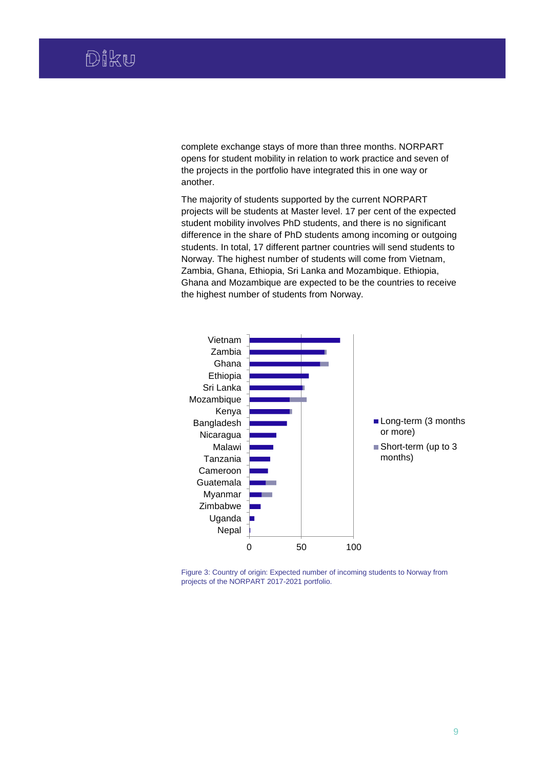complete exchange stays of more than three months. NORPART opens for student mobility in relation to work practice and seven of the projects in the portfolio have integrated this in one way or another.

The majority of students supported by the current NORPART projects will be students at Master level. 17 per cent of the expected student mobility involves PhD students, and there is no significant difference in the share of PhD students among incoming or outgoing students. In total, 17 different partner countries will send students to Norway. The highest number of students will come from Vietnam, Zambia, Ghana, Ethiopia, Sri Lanka and Mozambique. Ethiopia, Ghana and Mozambique are expected to be the countries to receive the highest number of students from Norway.

Figure 3: Country of origin: Expected number of incoming students to Norway from projects of the NORPART 2017-2021 portfolio.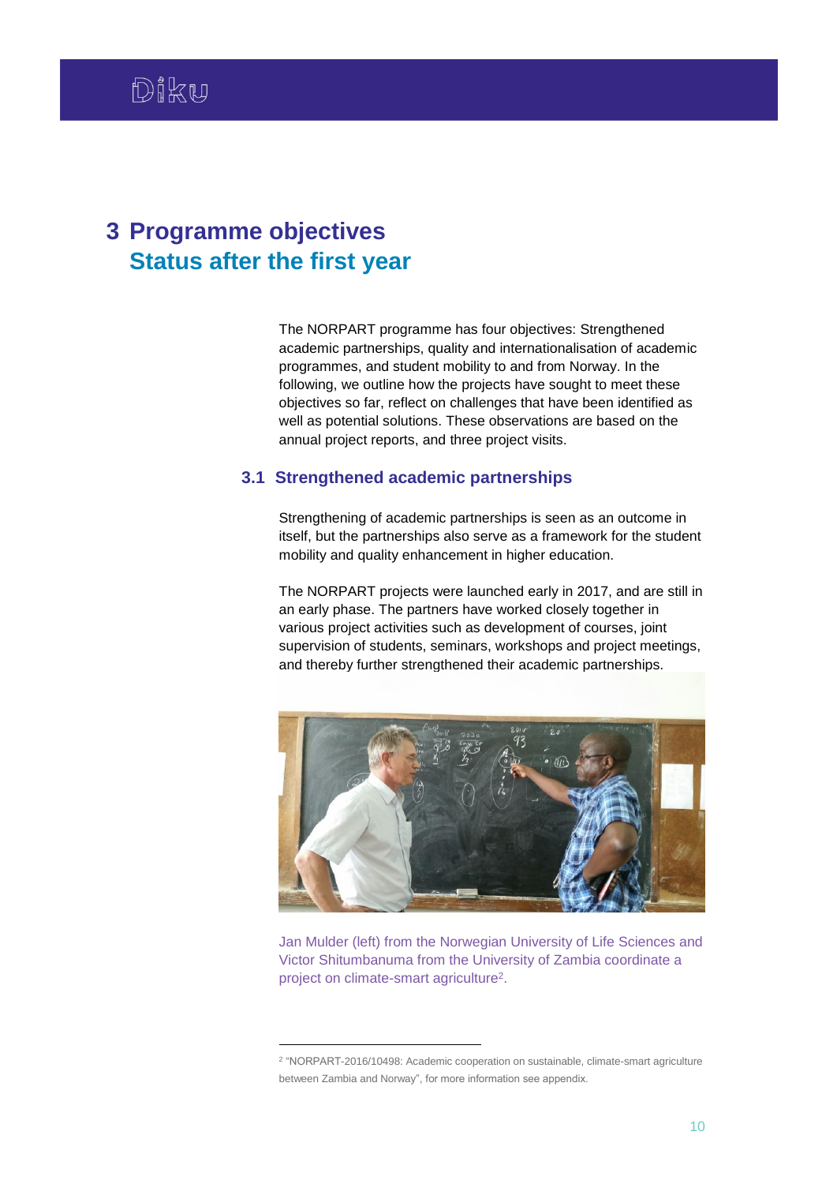# 3 Programme objectives
## Status after the first year

The NORPART programme has four objectives: Strengthened academic partnerships, quality and internationalisation of academic programmes, and student mobility to and from Norway. In the following, we outline how the projects have sought to meet these objectives so far, reflect on challenges that have been identified as well as potential solutions. These observations are based on the annual project reports, and three project visits.

### 3.1 Strengthened academic partnerships

Strengthening of academic partnerships is seen as an outcome in itself, but the partnerships also serve as a framework for the student mobility and quality enhancement in higher education.

The NORPART projects were launched early in 2017, and are still in an early phase. The partners have worked closely together in various project activities such as development of courses, joint supervision of students, seminars, workshops and project meetings, and thereby further strengthened their academic partnerships.

Jan Mulder (left) from the Norwegian University of Life Sciences and Victor Shitumbanuma from the University of Zambia coordinate a project on climate-smart agriculture[2].

[2] "NORPART-2016/10498: Academic cooperation on sustainable, climate-smart agriculture between Zambia and Norway", for more information see appendix.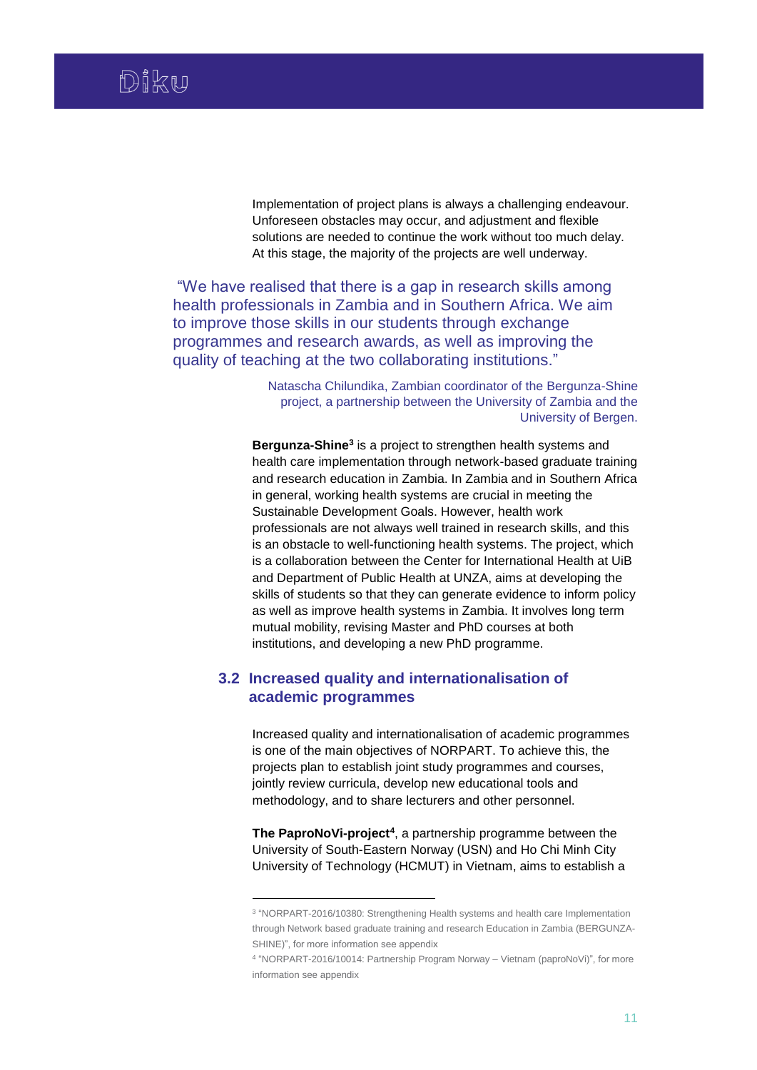Implementation of project plans is always a challenging endeavour. Unforeseen obstacles may occur, and adjustment and flexible solutions are needed to continue the work without too much delay. At this stage, the majority of the projects are well underway.

> "We have realised that there is a gap in research skills among health professionals in Zambia and in Southern Africa. We aim to improve those skills in our students through exchange programmes and research awards, as well as improving the quality of teaching at the two collaborating institutions."
>
> Natascha Chilundika, Zambian coordinator of the Bergunza-Shine project, a partnership between the University of Zambia and the University of Bergen.

**Bergunza-Shine**[3] is a project to strengthen health systems and health care implementation through network-based graduate training and research education in Zambia. In Zambia and in Southern Africa in general, working health systems are crucial in meeting the Sustainable Development Goals. However, health work professionals are not always well trained in research skills, and this is an obstacle to well-functioning health systems. The project, which is a collaboration between the Center for International Health at UiB and Department of Public Health at UNZA, aims at developing the skills of students so that they can generate evidence to inform policy as well as improve health systems in Zambia. It involves long term mutual mobility, revising Master and PhD courses at both institutions, and developing a new PhD programme.

## 3.2 Increased quality and internationalisation of academic programmes

Increased quality and internationalisation of academic programmes is one of the main objectives of NORPART. To achieve this, the projects plan to establish joint study programmes and courses, jointly review curricula, develop new educational tools and methodology, and to share lecturers and other personnel.

**The PaproNoVi-project**[4], a partnership programme between the University of South-Eastern Norway (USN) and Ho Chi Minh City University of Technology (HCMUT) in Vietnam, aims to establish a

---

[3] "NORPART-2016/10380: Strengthening Health systems and health care Implementation through Network based graduate training and research Education in Zambia (BERGUNZA-SHINE)", for more information see appendix

[4] "NORPART-2016/10014: Partnership Program Norway – Vietnam (paproNoVi)", for more information see appendix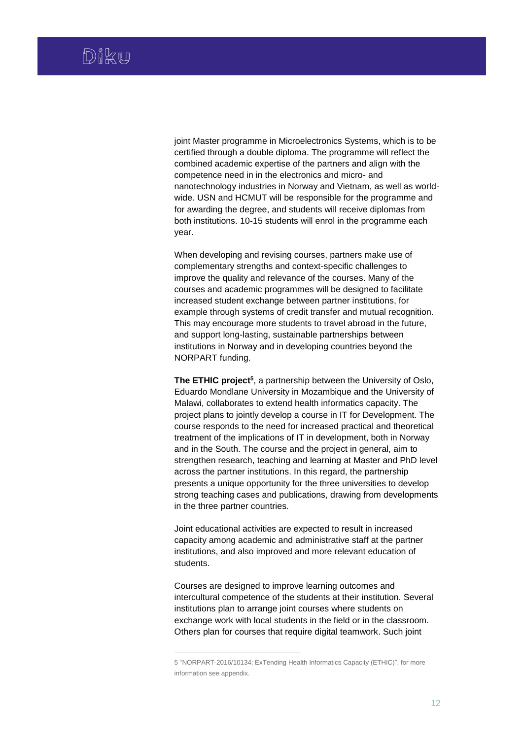joint Master programme in Microelectronics Systems, which is to be certified through a double diploma. The programme will reflect the combined academic expertise of the partners and align with the competence need in in the electronics and micro- and nanotechnology industries in Norway and Vietnam, as well as world-wide. USN and HCMUT will be responsible for the programme and for awarding the degree, and students will receive diplomas from both institutions. 10-15 students will enrol in the programme each year.

When developing and revising courses, partners make use of complementary strengths and context-specific challenges to improve the quality and relevance of the courses. Many of the courses and academic programmes will be designed to facilitate increased student exchange between partner institutions, for example through systems of credit transfer and mutual recognition. This may encourage more students to travel abroad in the future, and support long-lasting, sustainable partnerships between institutions in Norway and in developing countries beyond the NORPART funding.

**The ETHIC project**[5], a partnership between the University of Oslo, Eduardo Mondlane University in Mozambique and the University of Malawi, collaborates to extend health informatics capacity. The project plans to jointly develop a course in IT for Development. The course responds to the need for increased practical and theoretical treatment of the implications of IT in development, both in Norway and in the South. The course and the project in general, aim to strengthen research, teaching and learning at Master and PhD level across the partner institutions. In this regard, the partnership presents a unique opportunity for the three universities to develop strong teaching cases and publications, drawing from developments in the three partner countries.

Joint educational activities are expected to result in increased capacity among academic and administrative staff at the partner institutions, and also improved and more relevant education of students.

Courses are designed to improve learning outcomes and intercultural competence of the students at their institution. Several institutions plan to arrange joint courses where students on exchange work with local students in the field or in the classroom. Others plan for courses that require digital teamwork. Such joint

---

5 "NORPART-2016/10134: ExTending Health Informatics Capacity (ETHIC)", for more information see appendix.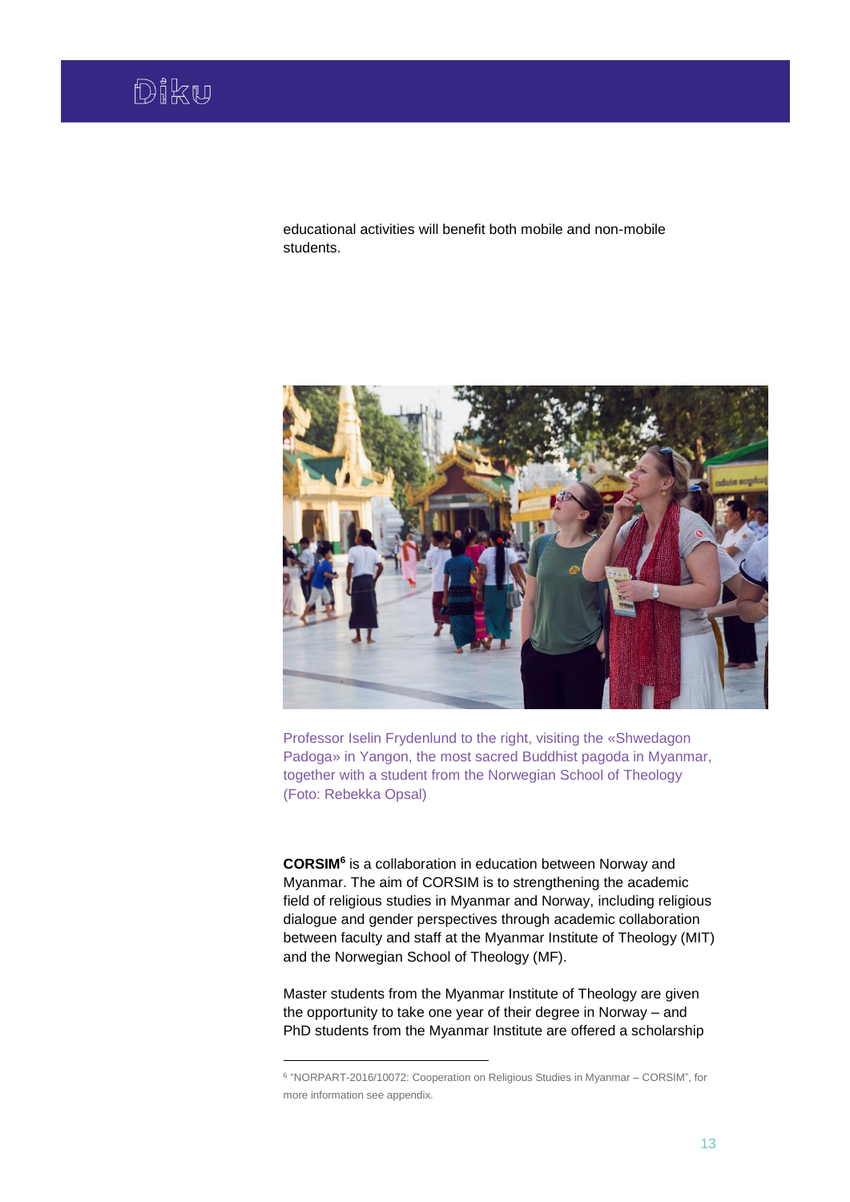educational activities will benefit both mobile and non-mobile students.

Professor Iselin Frydenlund to the right, visiting the «Shwedagon Padoga» in Yangon, the most sacred Buddhist pagoda in Myanmar, together with a student from the Norwegian School of Theology (Foto: Rebekka Opsal)

**CORSIM**[6] is a collaboration in education between Norway and Myanmar. The aim of CORSIM is to strengthening the academic field of religious studies in Myanmar and Norway, including religious dialogue and gender perspectives through academic collaboration between faculty and staff at the Myanmar Institute of Theology (MIT) and the Norwegian School of Theology (MF).

Master students from the Myanmar Institute of Theology are given the opportunity to take one year of their degree in Norway – and PhD students from the Myanmar Institute are offered a scholarship

---

[6] "NORPART-2016/10072: Cooperation on Religious Studies in Myanmar – CORSIM", for more information see appendix.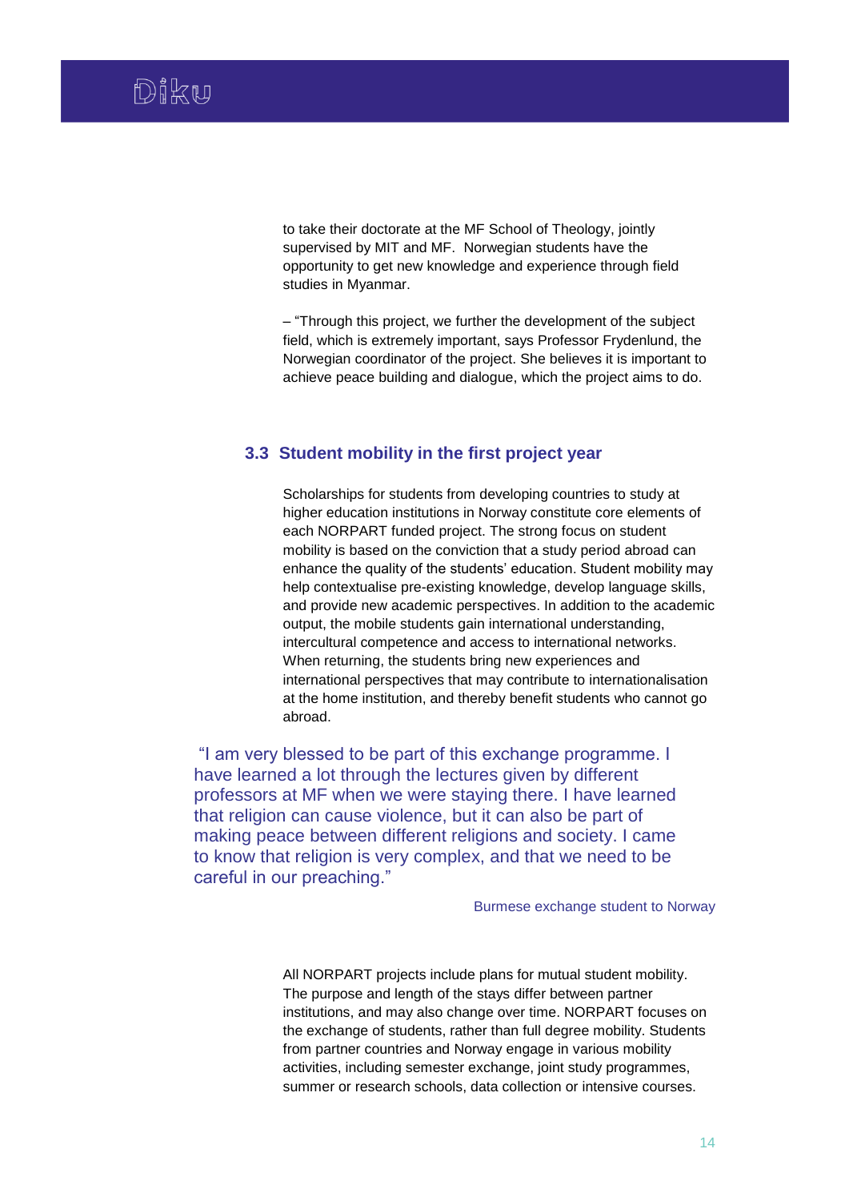to take their doctorate at the MF School of Theology, jointly supervised by MIT and MF. Norwegian students have the opportunity to get new knowledge and experience through field studies in Myanmar.

– "Through this project, we further the development of the subject field, which is extremely important, says Professor Frydenlund, the Norwegian coordinator of the project. She believes it is important to achieve peace building and dialogue, which the project aims to do.

### 3.3 Student mobility in the first project year

Scholarships for students from developing countries to study at higher education institutions in Norway constitute core elements of each NORPART funded project. The strong focus on student mobility is based on the conviction that a study period abroad can enhance the quality of the students' education. Student mobility may help contextualise pre-existing knowledge, develop language skills, and provide new academic perspectives. In addition to the academic output, the mobile students gain international understanding, intercultural competence and access to international networks. When returning, the students bring new experiences and international perspectives that may contribute to internationalisation at the home institution, and thereby benefit students who cannot go abroad.

> "I am very blessed to be part of this exchange programme. I have learned a lot through the lectures given by different professors at MF when we were staying there. I have learned that religion can cause violence, but it can also be part of making peace between different religions and society. I came to know that religion is very complex, and that we need to be careful in our preaching."
>
> Burmese exchange student to Norway

All NORPART projects include plans for mutual student mobility. The purpose and length of the stays differ between partner institutions, and may also change over time. NORPART focuses on the exchange of students, rather than full degree mobility. Students from partner countries and Norway engage in various mobility activities, including semester exchange, joint study programmes, summer or research schools, data collection or intensive courses.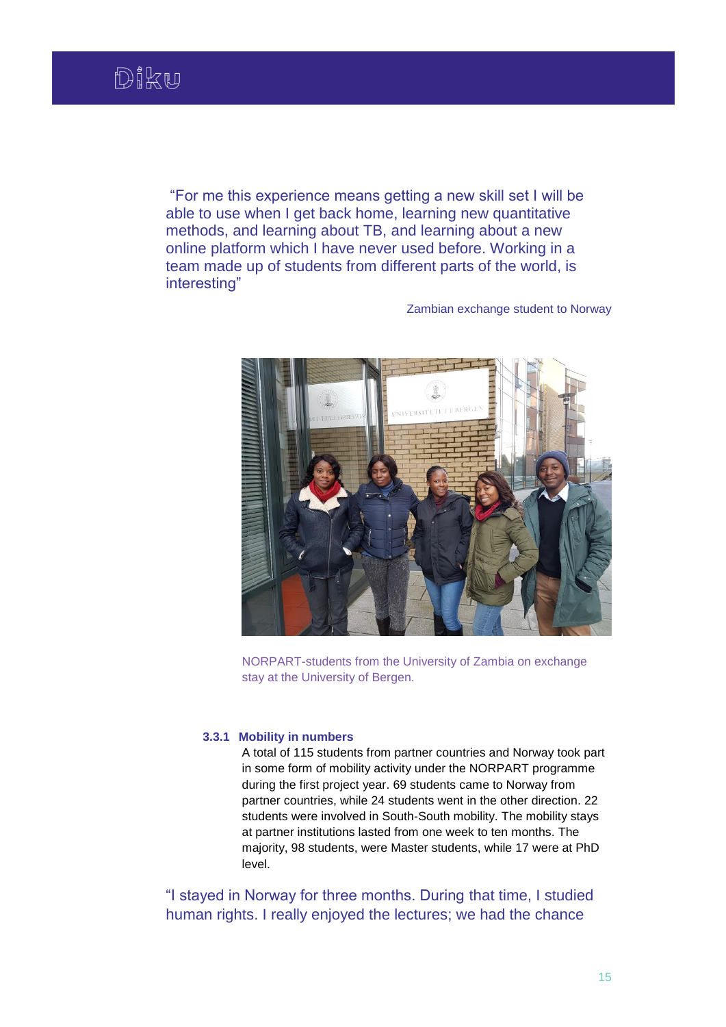"For me this experience means getting a new skill set I will be able to use when I get back home, learning new quantitative methods, and learning about TB, and learning about a new online platform which I have never used before. Working in a team made up of students from different parts of the world, is interesting"

Zambian exchange student to Norway

NORPART-students from the University of Zambia on exchange stay at the University of Bergen.

### 3.3.1 Mobility in numbers

A total of 115 students from partner countries and Norway took part in some form of mobility activity under the NORPART programme during the first project year. 69 students came to Norway from partner countries, while 24 students went in the other direction. 22 students were involved in South-South mobility. The mobility stays at partner institutions lasted from one week to ten months. The majority, 98 students, were Master students, while 17 were at PhD level.

"I stayed in Norway for three months. During that time, I studied human rights. I really enjoyed the lectures; we had the chance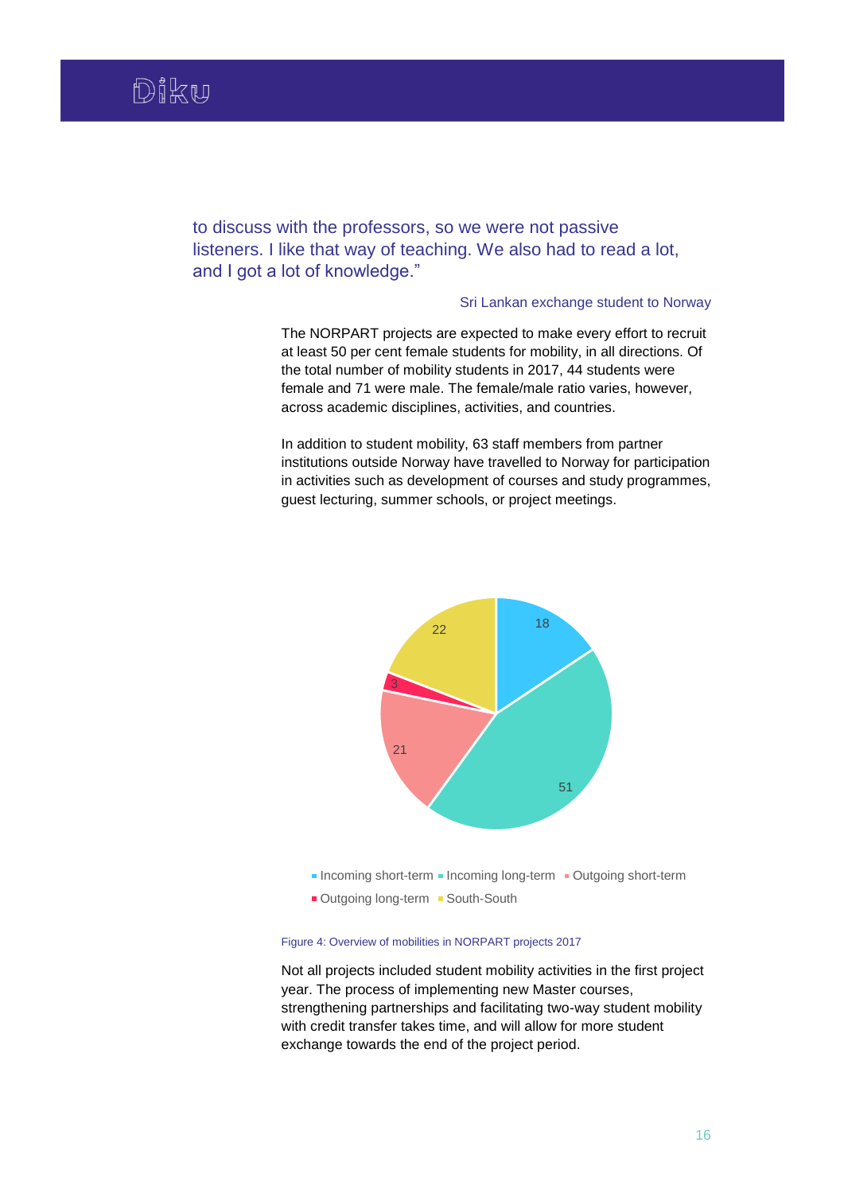to discuss with the professors, so we were not passive listeners. I like that way of teaching. We also had to read a lot, and I got a lot of knowledge."

Sri Lankan exchange student to Norway

The NORPART projects are expected to make every effort to recruit at least 50 per cent female students for mobility, in all directions. Of the total number of mobility students in 2017, 44 students were female and 71 were male. The female/male ratio varies, however, across academic disciplines, activities, and countries.

In addition to student mobility, 63 staff members from partner institutions outside Norway have travelled to Norway for participation in activities such as development of courses and study programmes, guest lecturing, summer schools, or project meetings.

| Category | Number |
|---|---|
| Incoming short-term | 18 |
| Incoming long-term | 51 |
| Outgoing short-term | 21 |
| Outgoing long-term | 3 |
| South-South | 22 |

Figure 4: Overview of mobilities in NORPART projects 2017

Not all projects included student mobility activities in the first project year. The process of implementing new Master courses, strengthening partnerships and facilitating two-way student mobility with credit transfer takes time, and will allow for more student exchange towards the end of the project period.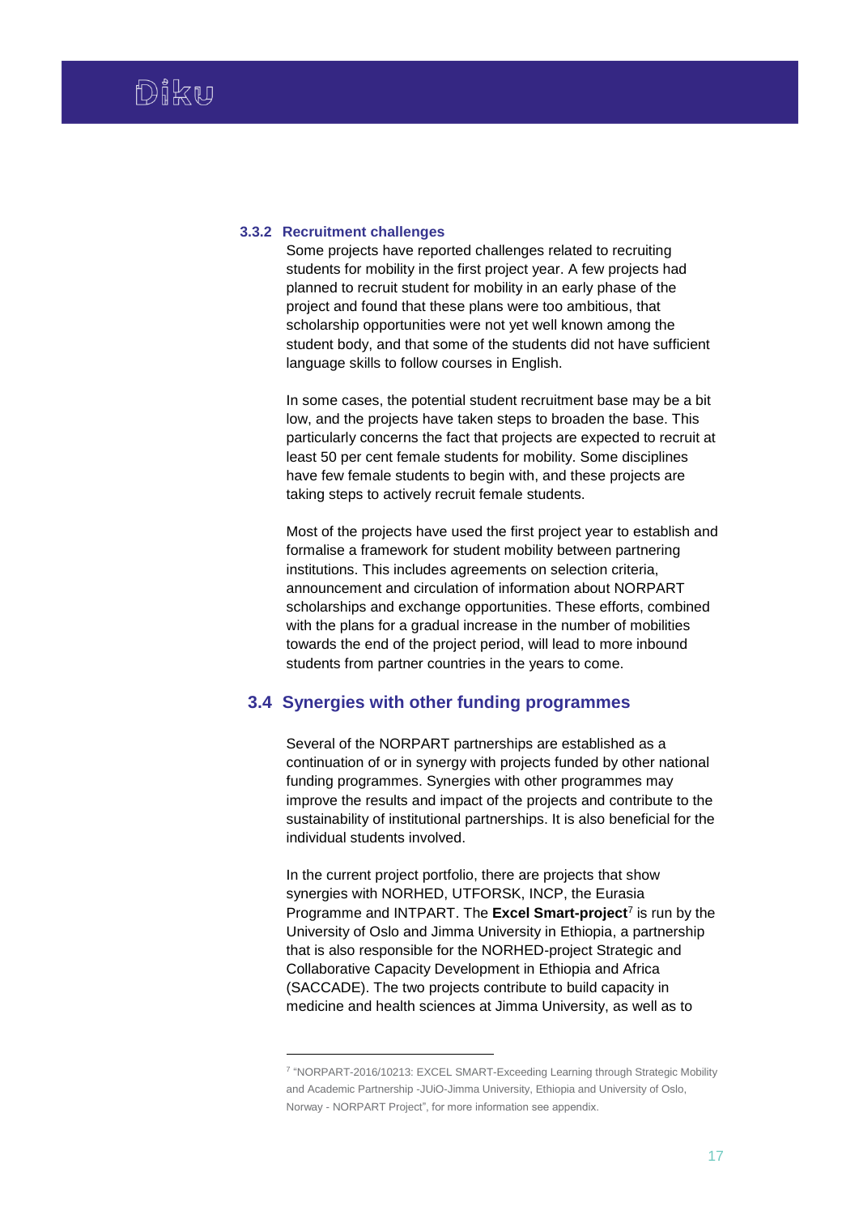### 3.3.2 Recruitment challenges

Some projects have reported challenges related to recruiting students for mobility in the first project year. A few projects had planned to recruit student for mobility in an early phase of the project and found that these plans were too ambitious, that scholarship opportunities were not yet well known among the student body, and that some of the students did not have sufficient language skills to follow courses in English.

In some cases, the potential student recruitment base may be a bit low, and the projects have taken steps to broaden the base. This particularly concerns the fact that projects are expected to recruit at least 50 per cent female students for mobility. Some disciplines have few female students to begin with, and these projects are taking steps to actively recruit female students.

Most of the projects have used the first project year to establish and formalise a framework for student mobility between partnering institutions. This includes agreements on selection criteria, announcement and circulation of information about NORPART scholarships and exchange opportunities. These efforts, combined with the plans for a gradual increase in the number of mobilities towards the end of the project period, will lead to more inbound students from partner countries in the years to come.

## 3.4 Synergies with other funding programmes

Several of the NORPART partnerships are established as a continuation of or in synergy with projects funded by other national funding programmes. Synergies with other programmes may improve the results and impact of the projects and contribute to the sustainability of institutional partnerships. It is also beneficial for the individual students involved.

In the current project portfolio, there are projects that show synergies with NORHED, UTFORSK, INCP, the Eurasia Programme and INTPART. The **Excel Smart-project**[7] is run by the University of Oslo and Jimma University in Ethiopia, a partnership that is also responsible for the NORHED-project Strategic and Collaborative Capacity Development in Ethiopia and Africa (SACCADE). The two projects contribute to build capacity in medicine and health sciences at Jimma University, as well as to

[7] "NORPART-2016/10213: EXCEL SMART-Exceeding Learning through Strategic Mobility and Academic Partnership -JUiO-Jimma University, Ethiopia and University of Oslo, Norway - NORPART Project", for more information see appendix.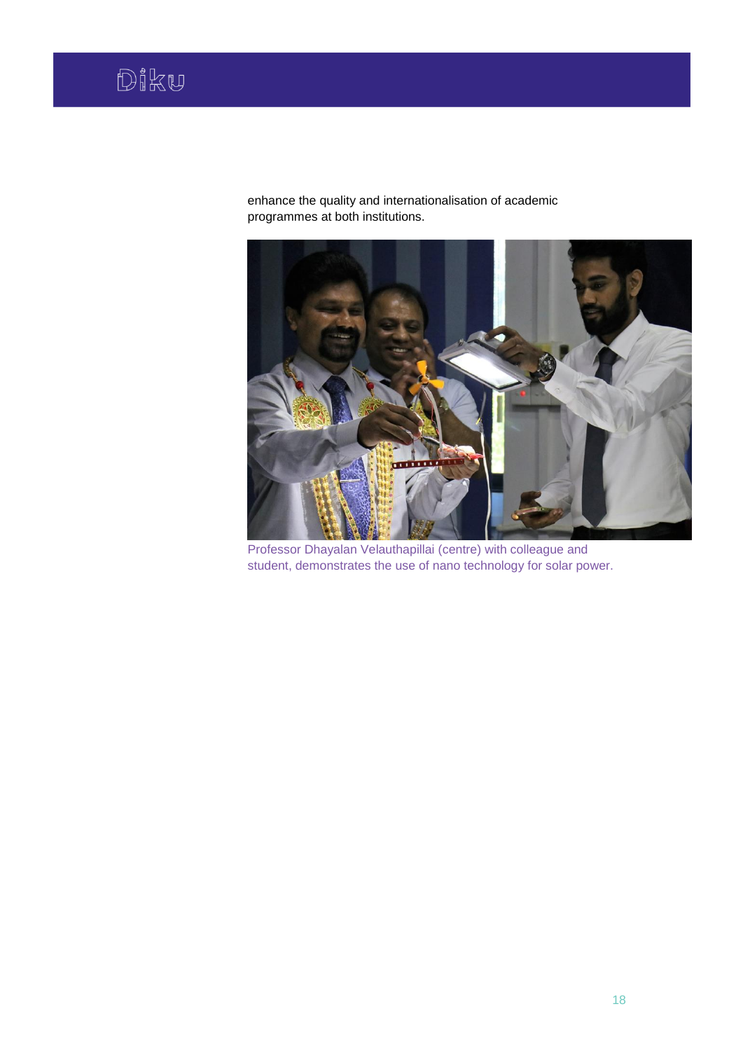enhance the quality and internationalisation of academic programmes at both institutions.

Professor Dhayalan Velauthapillai (centre) with colleague and student, demonstrates the use of nano technology for solar power.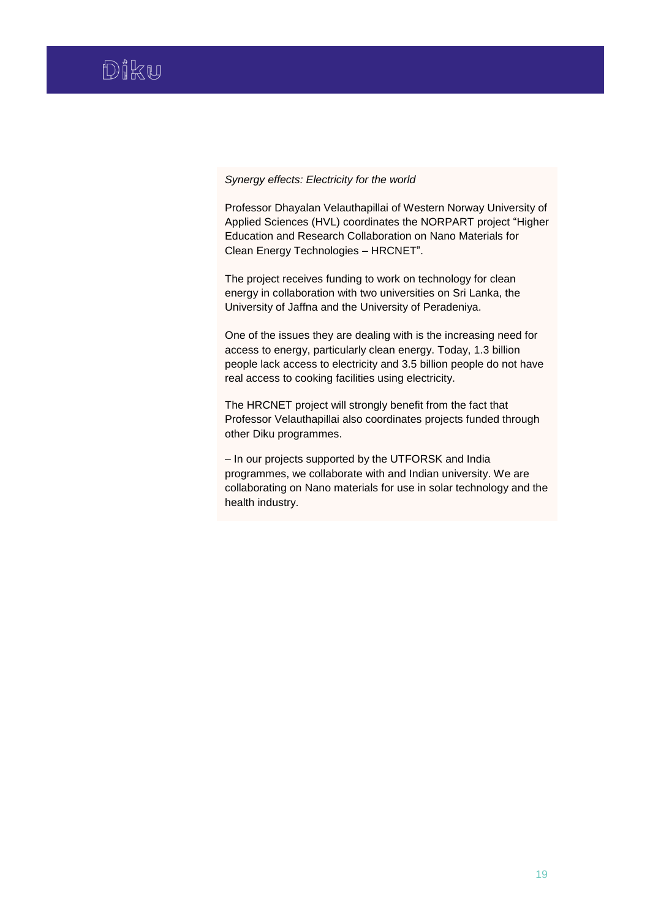*Synergy effects: Electricity for the world*

Professor Dhayalan Velauthapillai of Western Norway University of Applied Sciences (HVL) coordinates the NORPART project “Higher Education and Research Collaboration on Nano Materials for Clean Energy Technologies – HRCNET”.

The project receives funding to work on technology for clean energy in collaboration with two universities on Sri Lanka, the University of Jaffna and the University of Peradeniya.

One of the issues they are dealing with is the increasing need for access to energy, particularly clean energy. Today, 1.3 billion people lack access to electricity and 3.5 billion people do not have real access to cooking facilities using electricity.

The HRCNET project will strongly benefit from the fact that Professor Velauthapillai also coordinates projects funded through other Diku programmes.

– In our projects supported by the UTFORSK and India programmes, we collaborate with and Indian university. We are collaborating on Nano materials for use in solar technology and the health industry.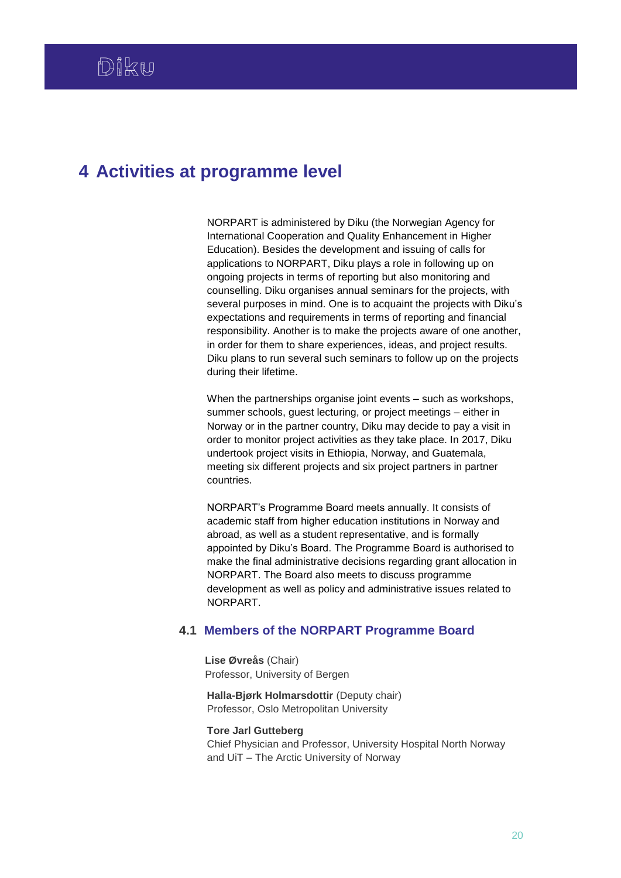# 4 Activities at programme level

NORPART is administered by Diku (the Norwegian Agency for International Cooperation and Quality Enhancement in Higher Education). Besides the development and issuing of calls for applications to NORPART, Diku plays a role in following up on ongoing projects in terms of reporting but also monitoring and counselling. Diku organises annual seminars for the projects, with several purposes in mind. One is to acquaint the projects with Diku's expectations and requirements in terms of reporting and financial responsibility. Another is to make the projects aware of one another, in order for them to share experiences, ideas, and project results. Diku plans to run several such seminars to follow up on the projects during their lifetime.

When the partnerships organise joint events – such as workshops, summer schools, guest lecturing, or project meetings – either in Norway or in the partner country, Diku may decide to pay a visit in order to monitor project activities as they take place. In 2017, Diku undertook project visits in Ethiopia, Norway, and Guatemala, meeting six different projects and six project partners in partner countries.

NORPART's Programme Board meets annually. It consists of academic staff from higher education institutions in Norway and abroad, as well as a student representative, and is formally appointed by Diku's Board. The Programme Board is authorised to make the final administrative decisions regarding grant allocation in NORPART. The Board also meets to discuss programme development as well as policy and administrative issues related to NORPART.

## 4.1 Members of the NORPART Programme Board

**Lise Øvreås** (Chair)
Professor, University of Bergen

**Halla-Bjørk Holmarsdottir** (Deputy chair)
Professor, Oslo Metropolitan University

**Tore Jarl Gutteberg**
Chief Physician and Professor, University Hospital North Norway and UiT – The Arctic University of Norway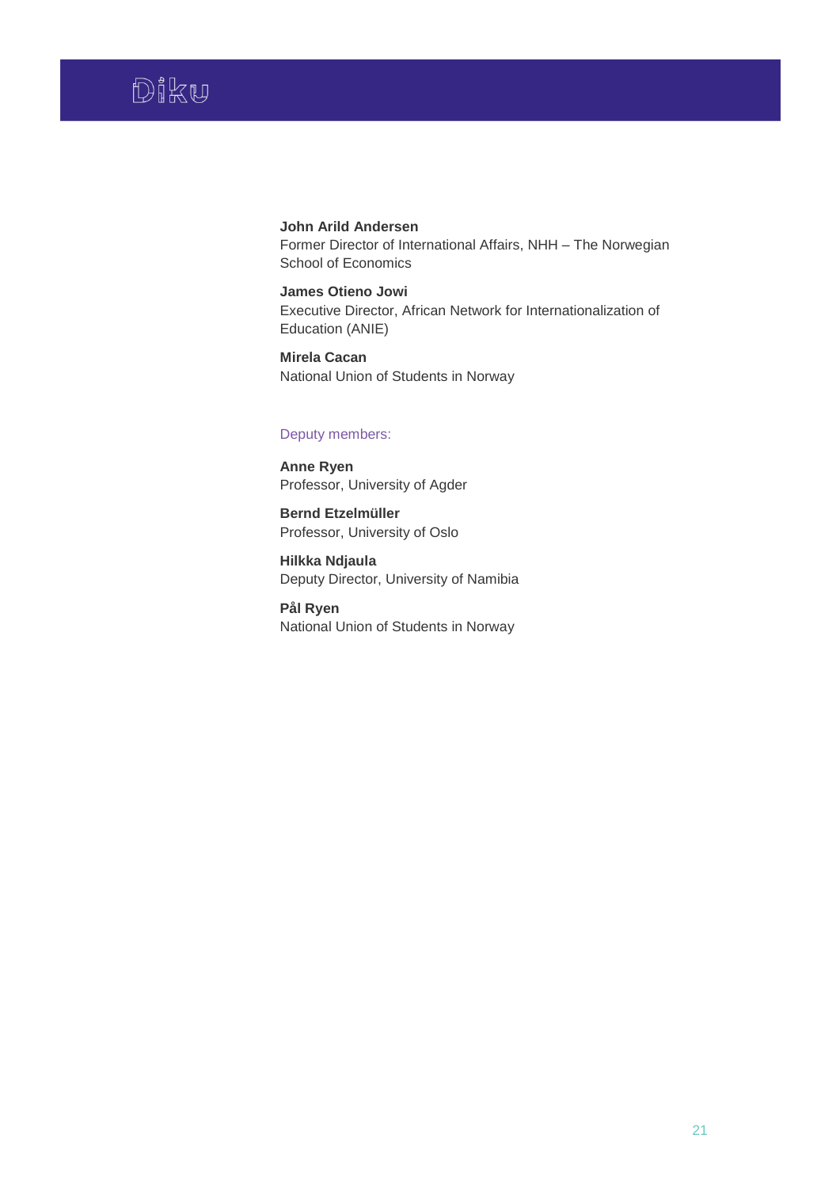**John Arild Andersen**
Former Director of International Affairs, NHH – The Norwegian School of Economics

**James Otieno Jowi**
Executive Director, African Network for Internationalization of Education (ANIE)

**Mirela Cacan**
National Union of Students in Norway

Deputy members:

**Anne Ryen**
Professor, University of Agder

**Bernd Etzelmüller**
Professor, University of Oslo

**Hilkka Ndjaula**
Deputy Director, University of Namibia

**Pål Ryen**
National Union of Students in Norway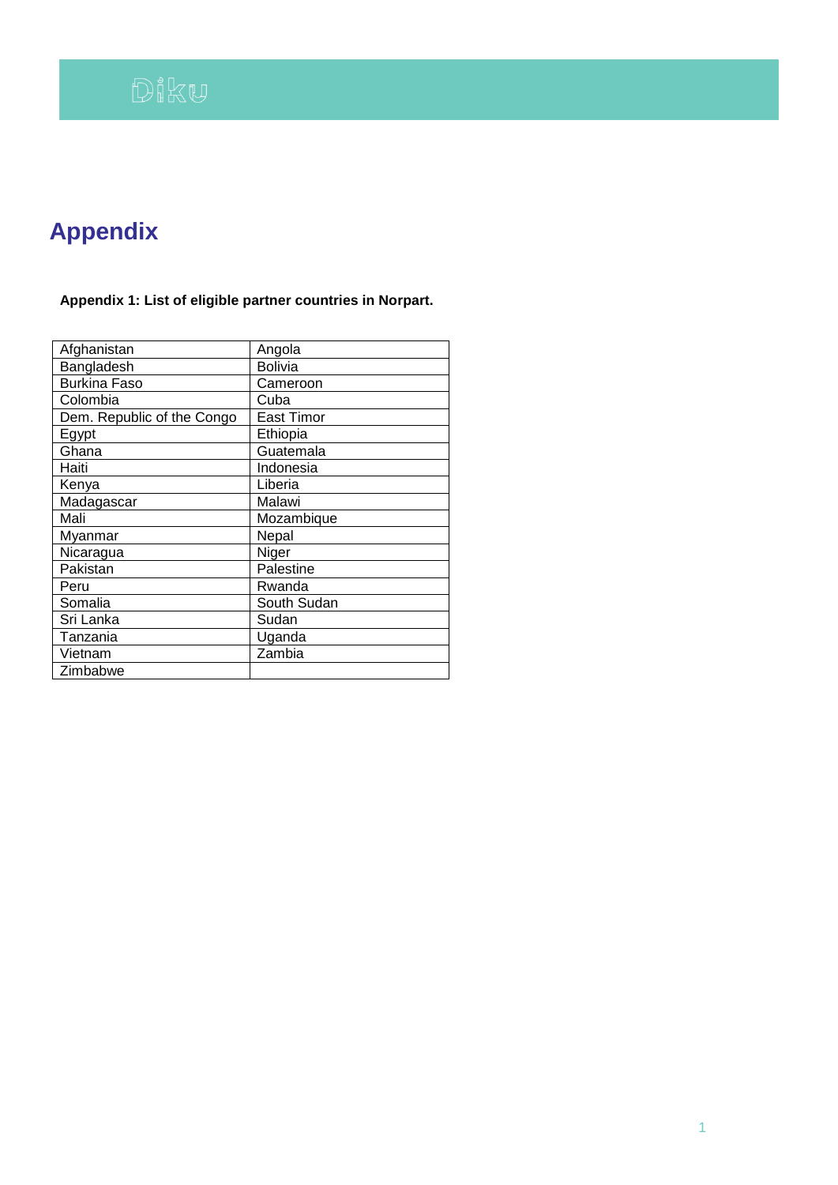# Appendix

**Appendix 1: List of eligible partner countries in Norpart.**

| | |
|---|---|
| Afghanistan | Angola |
| Bangladesh | Bolivia |
| Burkina Faso | Cameroon |
| Colombia | Cuba |
| Dem. Republic of the Congo | East Timor |
| Egypt | Ethiopia |
| Ghana | Guatemala |
| Haiti | Indonesia |
| Kenya | Liberia |
| Madagascar | Malawi |
| Mali | Mozambique |
| Myanmar | Nepal |
| Nicaragua | Niger |
| Pakistan | Palestine |
| Peru | Rwanda |
| Somalia | South Sudan |
| Sri Lanka | Sudan |
| Tanzania | Uganda |
| Vietnam | Zambia |
| Zimbabwe | |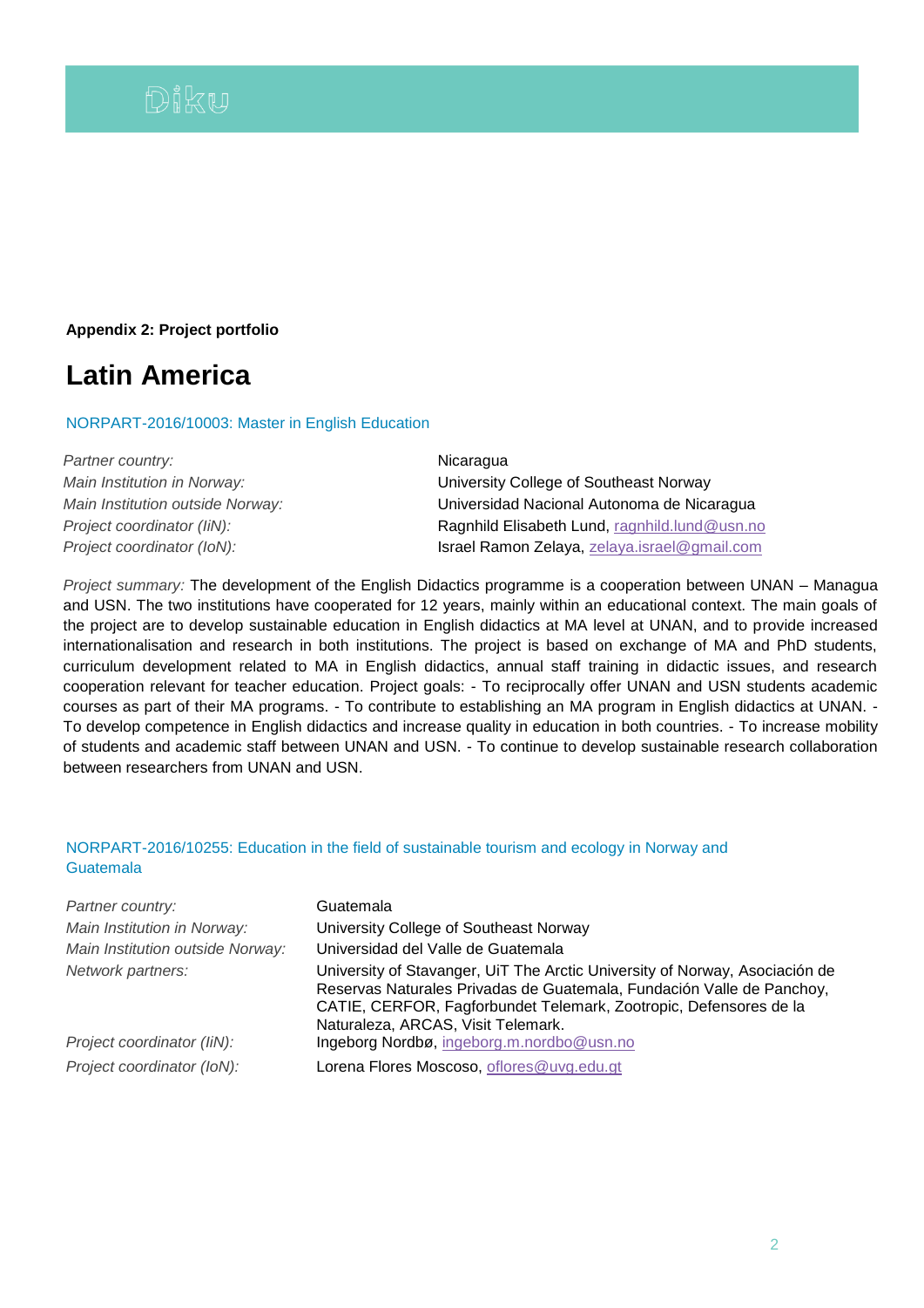**Appendix 2: Project portfolio**

# Latin America

## NORPART-2016/10003: Master in English Education

| | |
|---|---|
| *Partner country:* | Nicaragua |
| *Main Institution in Norway:* | University College of Southeast Norway |
| *Main Institution outside Norway:* | Universidad Nacional Autonoma de Nicaragua |
| *Project coordinator (IiN):* | Ragnhild Elisabeth Lund, ragnhild.lund@usn.no |
| *Project coordinator (IoN):* | Israel Ramon Zelaya, zelaya.israel@gmail.com |

*Project summary:* The development of the English Didactics programme is a cooperation between UNAN – Managua and USN. The two institutions have cooperated for 12 years, mainly within an educational context. The main goals of the project are to develop sustainable education in English didactics at MA level at UNAN, and to provide increased internationalisation and research in both institutions. The project is based on exchange of MA and PhD students, curriculum development related to MA in English didactics, annual staff training in didactic issues, and research cooperation relevant for teacher education. Project goals: - To reciprocally offer UNAN and USN students academic courses as part of their MA programs. - To contribute to establishing an MA program in English didactics at UNAN. - To develop competence in English didactics and increase quality in education in both countries. - To increase mobility of students and academic staff between UNAN and USN. - To continue to develop sustainable research collaboration between researchers from UNAN and USN.

## NORPART-2016/10255: Education in the field of sustainable tourism and ecology in Norway and Guatemala

| | |
|---|---|
| *Partner country:* | Guatemala |
| *Main Institution in Norway:* | University College of Southeast Norway |
| *Main Institution outside Norway:* | Universidad del Valle de Guatemala |
| *Network partners:* | University of Stavanger, UiT The Arctic University of Norway, Asociación de Reservas Naturales Privadas de Guatemala, Fundación Valle de Panchoy, CATIE, CERFOR, Fagforbundet Telemark, Zootropic, Defensores de la Naturaleza, ARCAS, Visit Telemark. |
| *Project coordinator (IiN):* | Ingeborg Nordbø, ingeborg.m.nordbo@usn.no |
| *Project coordinator (IoN):* | Lorena Flores Moscoso, oflores@uvg.edu.gt |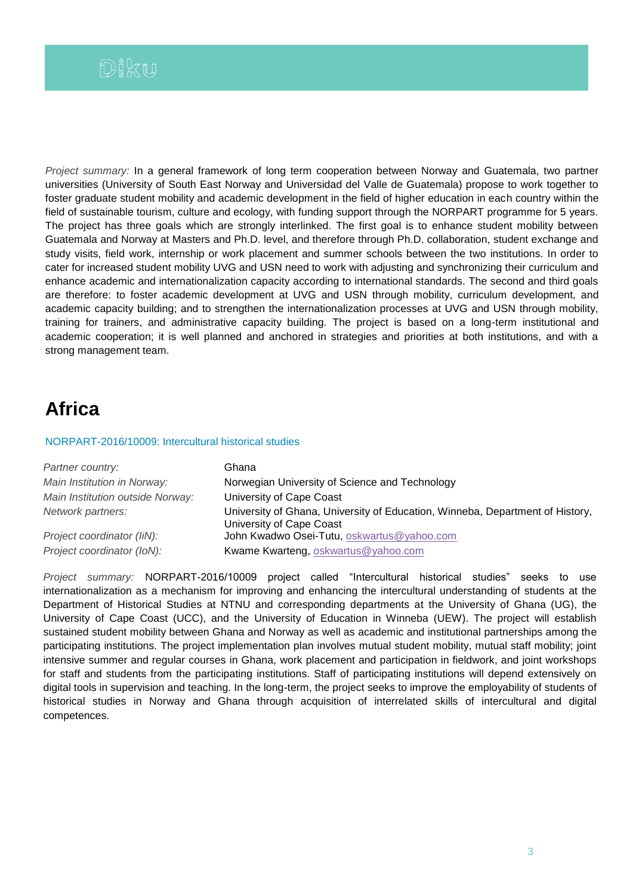*Project summary:* In a general framework of long term cooperation between Norway and Guatemala, two partner universities (University of South East Norway and Universidad del Valle de Guatemala) propose to work together to foster graduate student mobility and academic development in the field of higher education in each country within the field of sustainable tourism, culture and ecology, with funding support through the NORPART programme for 5 years. The project has three goals which are strongly interlinked. The first goal is to enhance student mobility between Guatemala and Norway at Masters and Ph.D. level, and therefore through Ph.D. collaboration, student exchange and study visits, field work, internship or work placement and summer schools between the two institutions. In order to cater for increased student mobility UVG and USN need to work with adjusting and synchronizing their curriculum and enhance academic and internationalization capacity according to international standards. The second and third goals are therefore: to foster academic development at UVG and USN through mobility, curriculum development, and academic capacity building; and to strengthen the internationalization processes at UVG and USN through mobility, training for trainers, and administrative capacity building. The project is based on a long-term institutional and academic cooperation; it is well planned and anchored in strategies and priorities at both institutions, and with a strong management team.

# Africa

## NORPART-2016/10009: Intercultural historical studies

| | |
|---|---|
| *Partner country:* | Ghana |
| *Main Institution in Norway:* | Norwegian University of Science and Technology |
| *Main Institution outside Norway:* | University of Cape Coast |
| *Network partners:* | University of Ghana, University of Education, Winneba, Department of History, University of Cape Coast |
| *Project coordinator (IiN):* | John Kwadwo Osei-Tutu, oskwartus@yahoo.com |
| *Project coordinator (IoN):* | Kwame Kwarteng, oskwartus@yahoo.com |

*Project summary:* NORPART-2016/10009 project called "Intercultural historical studies" seeks to use internationalization as a mechanism for improving and enhancing the intercultural understanding of students at the Department of Historical Studies at NTNU and corresponding departments at the University of Ghana (UG), the University of Cape Coast (UCC), and the University of Education in Winneba (UEW). The project will establish sustained student mobility between Ghana and Norway as well as academic and institutional partnerships among the participating institutions. The project implementation plan involves mutual student mobility, mutual staff mobility; joint intensive summer and regular courses in Ghana, work placement and participation in fieldwork, and joint workshops for staff and students from the participating institutions. Staff of participating institutions will depend extensively on digital tools in supervision and teaching. In the long-term, the project seeks to improve the employability of students of historical studies in Norway and Ghana through acquisition of interrelated skills of intercultural and digital competences.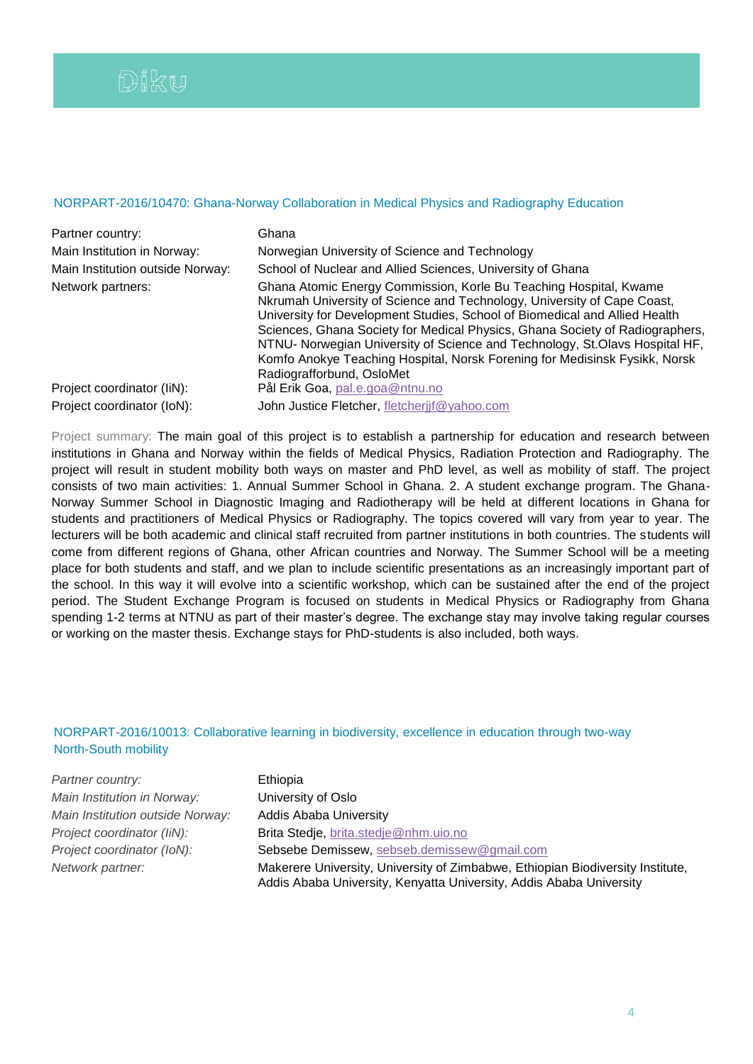### NORPART-2016/10470: Ghana-Norway Collaboration in Medical Physics and Radiography Education

| | |
|---|---|
| Partner country: | Ghana |
| Main Institution in Norway: | Norwegian University of Science and Technology |
| Main Institution outside Norway: | School of Nuclear and Allied Sciences, University of Ghana |
| Network partners: | Ghana Atomic Energy Commission, Korle Bu Teaching Hospital, Kwame Nkrumah University of Science and Technology, University of Cape Coast, University for Development Studies, School of Biomedical and Allied Health Sciences, Ghana Society for Medical Physics, Ghana Society of Radiographers, NTNU- Norwegian University of Science and Technology, St.Olavs Hospital HF, Komfo Anokye Teaching Hospital, Norsk Forening for Medisinsk Fysikk, Norsk Radiografforbund, OsloMet |
| Project coordinator (IiN): | Pål Erik Goa, pal.e.goa@ntnu.no |
| Project coordinator (IoN): | John Justice Fletcher, fletcherjjf@yahoo.com |

Project summary: The main goal of this project is to establish a partnership for education and research between institutions in Ghana and Norway within the fields of Medical Physics, Radiation Protection and Radiography. The project will result in student mobility both ways on master and PhD level, as well as mobility of staff. The project consists of two main activities: 1. Annual Summer School in Ghana. 2. A student exchange program. The Ghana-Norway Summer School in Diagnostic Imaging and Radiotherapy will be held at different locations in Ghana for students and practitioners of Medical Physics or Radiography. The topics covered will vary from year to year. The lecturers will be both academic and clinical staff recruited from partner institutions in both countries. The students will come from different regions of Ghana, other African countries and Norway. The Summer School will be a meeting place for both students and staff, and we plan to include scientific presentations as an increasingly important part of the school. In this way it will evolve into a scientific workshop, which can be sustained after the end of the project period. The Student Exchange Program is focused on students in Medical Physics or Radiography from Ghana spending 1-2 terms at NTNU as part of their master's degree. The exchange stay may involve taking regular courses or working on the master thesis. Exchange stays for PhD-students is also included, both ways.

### NORPART-2016/10013: Collaborative learning in biodiversity, excellence in education through two-way North-South mobility

| | |
|---|---|
| *Partner country:* | Ethiopia |
| *Main Institution in Norway:* | University of Oslo |
| *Main Institution outside Norway:* | Addis Ababa University |
| *Project coordinator (IiN):* | Brita Stedje, brita.stedje@nhm.uio.no |
| *Project coordinator (IoN):* | Sebsebe Demissew, sebseb.demissew@gmail.com |
| *Network partner:* | Makerere University, University of Zimbabwe, Ethiopian Biodiversity Institute, Addis Ababa University, Kenyatta University, Addis Ababa University |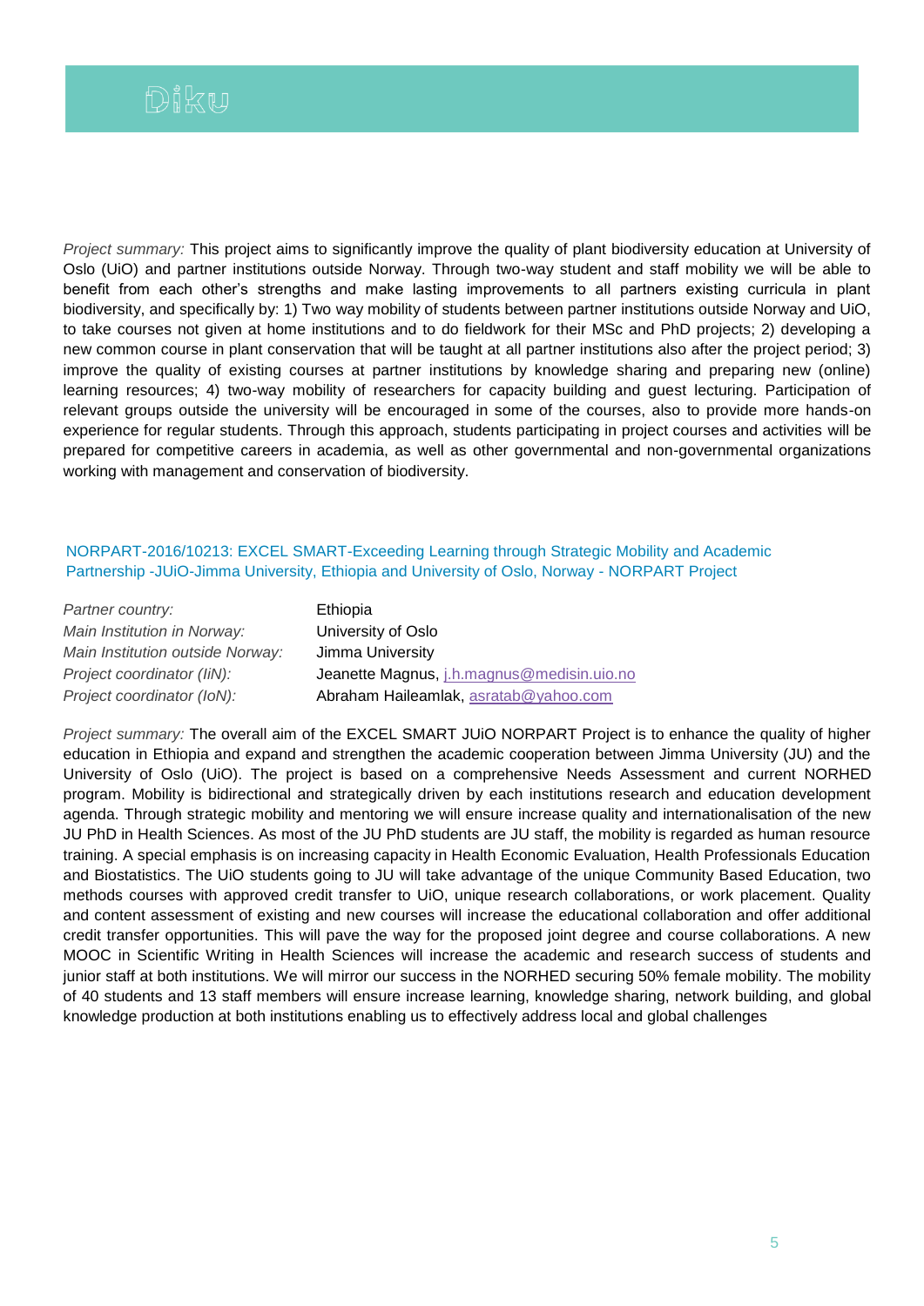*Project summary:* This project aims to significantly improve the quality of plant biodiversity education at University of Oslo (UiO) and partner institutions outside Norway. Through two-way student and staff mobility we will be able to benefit from each other's strengths and make lasting improvements to all partners existing curricula in plant biodiversity, and specifically by: 1) Two way mobility of students between partner institutions outside Norway and UiO, to take courses not given at home institutions and to do fieldwork for their MSc and PhD projects; 2) developing a new common course in plant conservation that will be taught at all partner institutions also after the project period; 3) improve the quality of existing courses at partner institutions by knowledge sharing and preparing new (online) learning resources; 4) two-way mobility of researchers for capacity building and guest lecturing. Participation of relevant groups outside the university will be encouraged in some of the courses, also to provide more hands-on experience for regular students. Through this approach, students participating in project courses and activities will be prepared for competitive careers in academia, as well as other governmental and non-governmental organizations working with management and conservation of biodiversity.

### NORPART-2016/10213: EXCEL SMART-Exceeding Learning through Strategic Mobility and Academic Partnership -JUiO-Jimma University, Ethiopia and University of Oslo, Norway - NORPART Project

| | |
|---|---|
| *Partner country:* | Ethiopia |
| *Main Institution in Norway:* | University of Oslo |
| *Main Institution outside Norway:* | Jimma University |
| *Project coordinator (IiN):* | Jeanette Magnus, j.h.magnus@medisin.uio.no |
| *Project coordinator (IoN):* | Abraham Haileamlak, asratab@yahoo.com |

*Project summary:* The overall aim of the EXCEL SMART JUiO NORPART Project is to enhance the quality of higher education in Ethiopia and expand and strengthen the academic cooperation between Jimma University (JU) and the University of Oslo (UiO). The project is based on a comprehensive Needs Assessment and current NORHED program. Mobility is bidirectional and strategically driven by each institutions research and education development agenda. Through strategic mobility and mentoring we will ensure increase quality and internationalisation of the new JU PhD in Health Sciences. As most of the JU PhD students are JU staff, the mobility is regarded as human resource training. A special emphasis is on increasing capacity in Health Economic Evaluation, Health Professionals Education and Biostatistics. The UiO students going to JU will take advantage of the unique Community Based Education, two methods courses with approved credit transfer to UiO, unique research collaborations, or work placement. Quality and content assessment of existing and new courses will increase the educational collaboration and offer additional credit transfer opportunities. This will pave the way for the proposed joint degree and course collaborations. A new MOOC in Scientific Writing in Health Sciences will increase the academic and research success of students and junior staff at both institutions. We will mirror our success in the NORHED securing 50% female mobility. The mobility of 40 students and 13 staff members will ensure increase learning, knowledge sharing, network building, and global knowledge production at both institutions enabling us to effectively address local and global challenges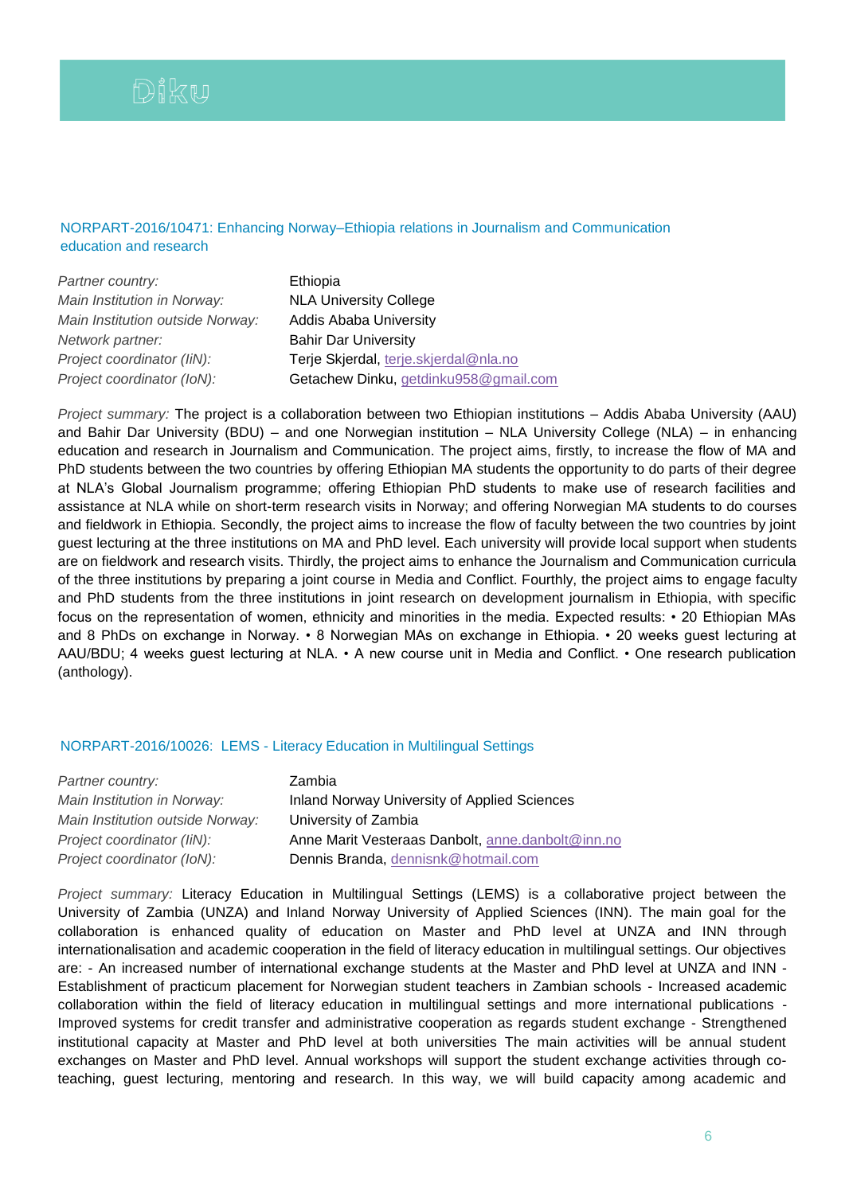### NORPART-2016/10471: Enhancing Norway–Ethiopia relations in Journalism and Communication education and research

| | |
|---|---|
| *Partner country:* | Ethiopia |
| *Main Institution in Norway:* | NLA University College |
| *Main Institution outside Norway:* | Addis Ababa University |
| *Network partner:* | Bahir Dar University |
| *Project coordinator (IiN):* | Terje Skjerdal, terje.skjerdal@nla.no |
| *Project coordinator (IoN):* | Getachew Dinku, getdinku958@gmail.com |

*Project summary:* The project is a collaboration between two Ethiopian institutions – Addis Ababa University (AAU) and Bahir Dar University (BDU) – and one Norwegian institution – NLA University College (NLA) – in enhancing education and research in Journalism and Communication. The project aims, firstly, to increase the flow of MA and PhD students between the two countries by offering Ethiopian MA students the opportunity to do parts of their degree at NLA's Global Journalism programme; offering Ethiopian PhD students to make use of research facilities and assistance at NLA while on short-term research visits in Norway; and offering Norwegian MA students to do courses and fieldwork in Ethiopia. Secondly, the project aims to increase the flow of faculty between the two countries by joint guest lecturing at the three institutions on MA and PhD level. Each university will provide local support when students are on fieldwork and research visits. Thirdly, the project aims to enhance the Journalism and Communication curricula of the three institutions by preparing a joint course in Media and Conflict. Fourthly, the project aims to engage faculty and PhD students from the three institutions in joint research on development journalism in Ethiopia, with specific focus on the representation of women, ethnicity and minorities in the media. Expected results: • 20 Ethiopian MAs and 8 PhDs on exchange in Norway. • 8 Norwegian MAs on exchange in Ethiopia. • 20 weeks guest lecturing at AAU/BDU; 4 weeks guest lecturing at NLA. • A new course unit in Media and Conflict. • One research publication (anthology).

### NORPART-2016/10026: LEMS - Literacy Education in Multilingual Settings

| | |
|---|---|
| *Partner country:* | Zambia |
| *Main Institution in Norway:* | Inland Norway University of Applied Sciences |
| *Main Institution outside Norway:* | University of Zambia |
| *Project coordinator (IiN):* | Anne Marit Vesteraas Danbolt, anne.danbolt@inn.no |
| *Project coordinator (IoN):* | Dennis Branda, dennisnk@hotmail.com |

*Project summary:* Literacy Education in Multilingual Settings (LEMS) is a collaborative project between the University of Zambia (UNZA) and Inland Norway University of Applied Sciences (INN). The main goal for the collaboration is enhanced quality of education on Master and PhD level at UNZA and INN through internationalisation and academic cooperation in the field of literacy education in multilingual settings. Our objectives are: - An increased number of international exchange students at the Master and PhD level at UNZA and INN - Establishment of practicum placement for Norwegian student teachers in Zambian schools - Increased academic collaboration within the field of literacy education in multilingual settings and more international publications - Improved systems for credit transfer and administrative cooperation as regards student exchange - Strengthened institutional capacity at Master and PhD level at both universities The main activities will be annual student exchanges on Master and PhD level. Annual workshops will support the student exchange activities through co-teaching, guest lecturing, mentoring and research. In this way, we will build capacity among academic and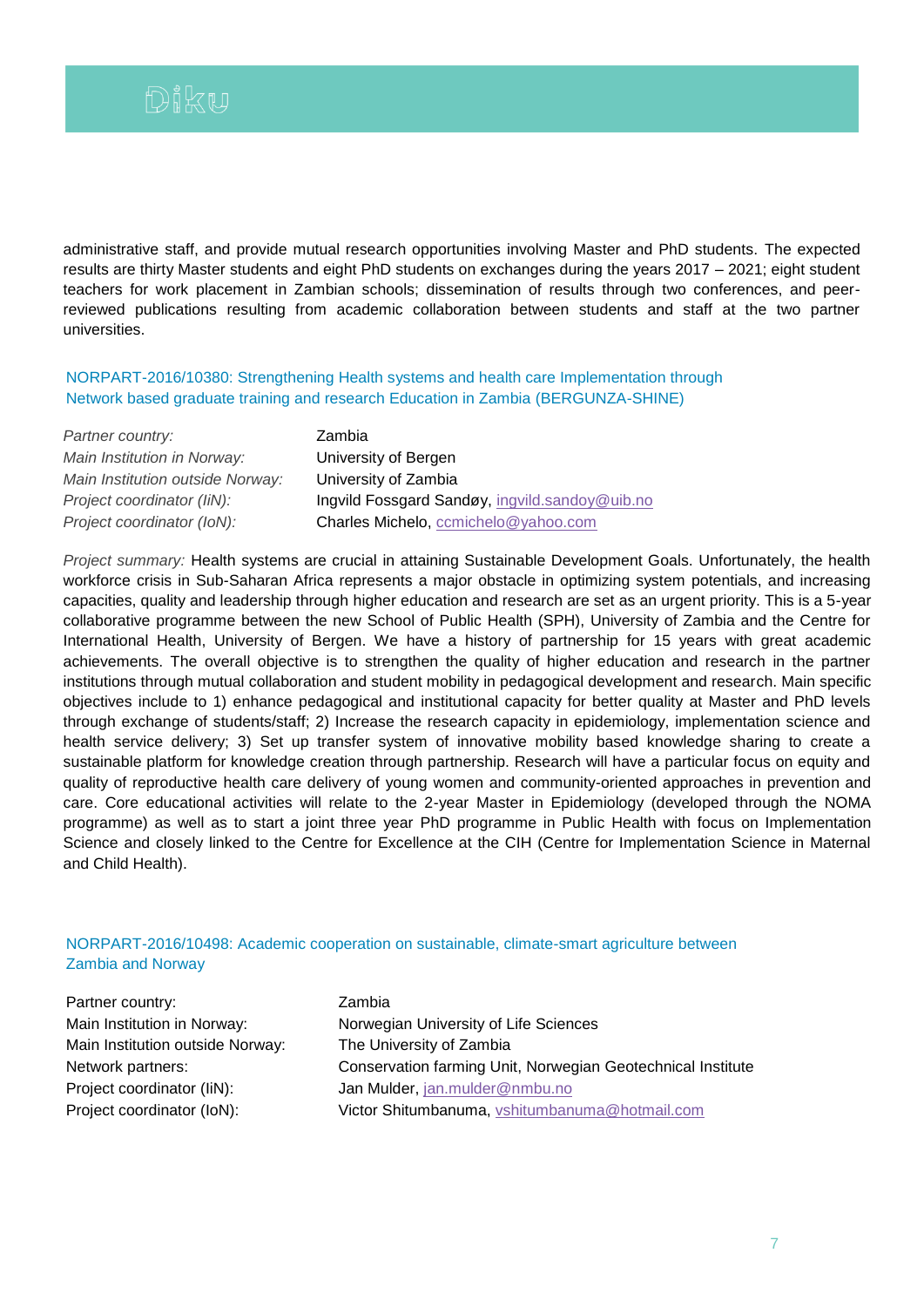administrative staff, and provide mutual research opportunities involving Master and PhD students. The expected results are thirty Master students and eight PhD students on exchanges during the years 2017 – 2021; eight student teachers for work placement in Zambian schools; dissemination of results through two conferences, and peer-reviewed publications resulting from academic collaboration between students and staff at the two partner universities.

### NORPART-2016/10380: Strengthening Health systems and health care Implementation through Network based graduate training and research Education in Zambia (BERGUNZA-SHINE)

| | |
|---|---|
| *Partner country:* | Zambia |
| *Main Institution in Norway:* | University of Bergen |
| *Main Institution outside Norway:* | University of Zambia |
| *Project coordinator (IiN):* | Ingvild Fossgard Sandøy, ingvild.sandoy@uib.no |
| *Project coordinator (IoN):* | Charles Michelo, ccmichelo@yahoo.com |

*Project summary:* Health systems are crucial in attaining Sustainable Development Goals. Unfortunately, the health workforce crisis in Sub-Saharan Africa represents a major obstacle in optimizing system potentials, and increasing capacities, quality and leadership through higher education and research are set as an urgent priority. This is a 5-year collaborative programme between the new School of Public Health (SPH), University of Zambia and the Centre for International Health, University of Bergen. We have a history of partnership for 15 years with great academic achievements. The overall objective is to strengthen the quality of higher education and research in the partner institutions through mutual collaboration and student mobility in pedagogical development and research. Main specific objectives include to 1) enhance pedagogical and institutional capacity for better quality at Master and PhD levels through exchange of students/staff; 2) Increase the research capacity in epidemiology, implementation science and health service delivery; 3) Set up transfer system of innovative mobility based knowledge sharing to create a sustainable platform for knowledge creation through partnership. Research will have a particular focus on equity and quality of reproductive health care delivery of young women and community-oriented approaches in prevention and care. Core educational activities will relate to the 2-year Master in Epidemiology (developed through the NOMA programme) as well as to start a joint three year PhD programme in Public Health with focus on Implementation Science and closely linked to the Centre for Excellence at the CIH (Centre for Implementation Science in Maternal and Child Health).

### NORPART-2016/10498: Academic cooperation on sustainable, climate-smart agriculture between Zambia and Norway

| | |
|---|---|
| Partner country: | Zambia |
| Main Institution in Norway: | Norwegian University of Life Sciences |
| Main Institution outside Norway: | The University of Zambia |
| Network partners: | Conservation farming Unit, Norwegian Geotechnical Institute |
| Project coordinator (IiN): | Jan Mulder, jan.mulder@nmbu.no |
| Project coordinator (IoN): | Victor Shitumbanuma, vshitumbanuma@hotmail.com |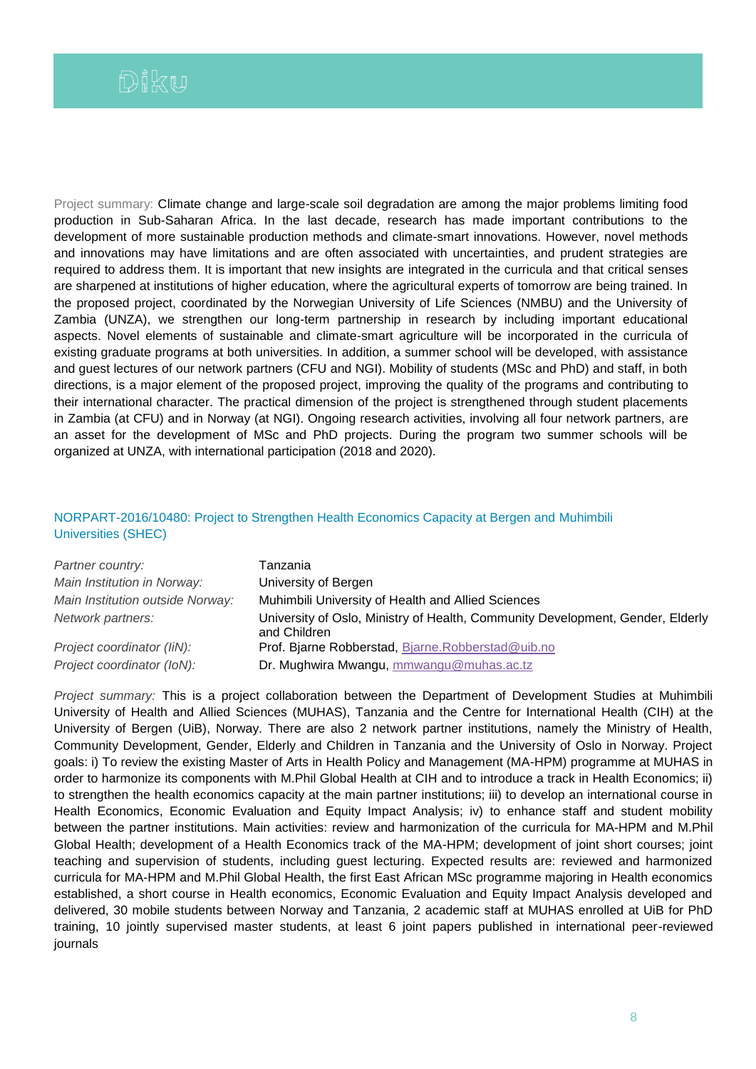Project summary: Climate change and large-scale soil degradation are among the major problems limiting food production in Sub-Saharan Africa. In the last decade, research has made important contributions to the development of more sustainable production methods and climate-smart innovations. However, novel methods and innovations may have limitations and are often associated with uncertainties, and prudent strategies are required to address them. It is important that new insights are integrated in the curricula and that critical senses are sharpened at institutions of higher education, where the agricultural experts of tomorrow are being trained. In the proposed project, coordinated by the Norwegian University of Life Sciences (NMBU) and the University of Zambia (UNZA), we strengthen our long-term partnership in research by including important educational aspects. Novel elements of sustainable and climate-smart agriculture will be incorporated in the curricula of existing graduate programs at both universities. In addition, a summer school will be developed, with assistance and guest lectures of our network partners (CFU and NGI). Mobility of students (MSc and PhD) and staff, in both directions, is a major element of the proposed project, improving the quality of the programs and contributing to their international character. The practical dimension of the project is strengthened through student placements in Zambia (at CFU) and in Norway (at NGI). Ongoing research activities, involving all four network partners, are an asset for the development of MSc and PhD projects. During the program two summer schools will be organized at UNZA, with international participation (2018 and 2020).

### NORPART-2016/10480: Project to Strengthen Health Economics Capacity at Bergen and Muhimbili Universities (SHEC)

| | |
|---|---|
| *Partner country:* | Tanzania |
| *Main Institution in Norway:* | University of Bergen |
| *Main Institution outside Norway:* | Muhimbili University of Health and Allied Sciences |
| *Network partners:* | University of Oslo, Ministry of Health, Community Development, Gender, Elderly and Children |
| *Project coordinator (IiN):* | Prof. Bjarne Robberstad, Bjarne.Robberstad@uib.no |
| *Project coordinator (IoN):* | Dr. Mughwira Mwangu, mmwangu@muhas.ac.tz |

*Project summary:* This is a project collaboration between the Department of Development Studies at Muhimbili University of Health and Allied Sciences (MUHAS), Tanzania and the Centre for International Health (CIH) at the University of Bergen (UiB), Norway. There are also 2 network partner institutions, namely the Ministry of Health, Community Development, Gender, Elderly and Children in Tanzania and the University of Oslo in Norway. Project goals: i) To review the existing Master of Arts in Health Policy and Management (MA-HPM) programme at MUHAS in order to harmonize its components with M.Phil Global Health at CIH and to introduce a track in Health Economics; ii) to strengthen the health economics capacity at the main partner institutions; iii) to develop an international course in Health Economics, Economic Evaluation and Equity Impact Analysis; iv) to enhance staff and student mobility between the partner institutions. Main activities: review and harmonization of the curricula for MA-HPM and M.Phil Global Health; development of a Health Economics track of the MA-HPM; development of joint short courses; joint teaching and supervision of students, including guest lecturing. Expected results are: reviewed and harmonized curricula for MA-HPM and M.Phil Global Health, the first East African MSc programme majoring in Health economics established, a short course in Health economics, Economic Evaluation and Equity Impact Analysis developed and delivered, 30 mobile students between Norway and Tanzania, 2 academic staff at MUHAS enrolled at UiB for PhD training, 10 jointly supervised master students, at least 6 joint papers published in international peer-reviewed journals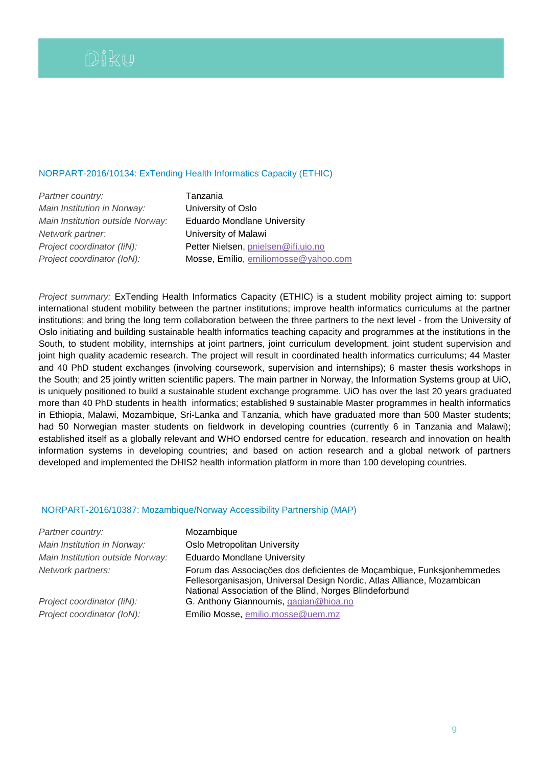### NORPART-2016/10134: ExTending Health Informatics Capacity (ETHIC)

| | |
|---|---|
| *Partner country:* | Tanzania |
| *Main Institution in Norway:* | University of Oslo |
| *Main Institution outside Norway:* | Eduardo Mondlane University |
| *Network partner:* | University of Malawi |
| *Project coordinator (IiN):* | Petter Nielsen, pnielsen@ifi.uio.no |
| *Project coordinator (IoN):* | Mosse, Emílio, emiliomosse@yahoo.com |

*Project summary:* ExTending Health Informatics Capacity (ETHIC) is a student mobility project aiming to: support international student mobility between the partner institutions; improve health informatics curriculums at the partner institutions; and bring the long term collaboration between the three partners to the next level - from the University of Oslo initiating and building sustainable health informatics teaching capacity and programmes at the institutions in the South, to student mobility, internships at joint partners, joint curriculum development, joint student supervision and joint high quality academic research. The project will result in coordinated health informatics curriculums; 44 Master and 40 PhD student exchanges (involving coursework, supervision and internships); 6 master thesis workshops in the South; and 25 jointly written scientific papers. The main partner in Norway, the Information Systems group at UiO, is uniquely positioned to build a sustainable student exchange programme. UiO has over the last 20 years graduated more than 40 PhD students in health informatics; established 9 sustainable Master programmes in health informatics in Ethiopia, Malawi, Mozambique, Sri-Lanka and Tanzania, which have graduated more than 500 Master students; had 50 Norwegian master students on fieldwork in developing countries (currently 6 in Tanzania and Malawi); established itself as a globally relevant and WHO endorsed centre for education, research and innovation on health information systems in developing countries; and based on action research and a global network of partners developed and implemented the DHIS2 health information platform in more than 100 developing countries.

### NORPART-2016/10387: Mozambique/Norway Accessibility Partnership (MAP)

| | |
|---|---|
| *Partner country:* | Mozambique |
| *Main Institution in Norway:* | Oslo Metropolitan University |
| *Main Institution outside Norway:* | Eduardo Mondlane University |
| *Network partners:* | Forum das Associações dos deficientes de Moçambique, Funksjonhemmedes Fellesorganisasjon, Universal Design Nordic, Atlas Alliance, Mozambican National Association of the Blind, Norges Blindeforbund |
| *Project coordinator (IiN):* | G. Anthony Giannoumis, gagian@hioa.no |
| *Project coordinator (IoN):* | Emílio Mosse, emilio.mosse@uem.mz |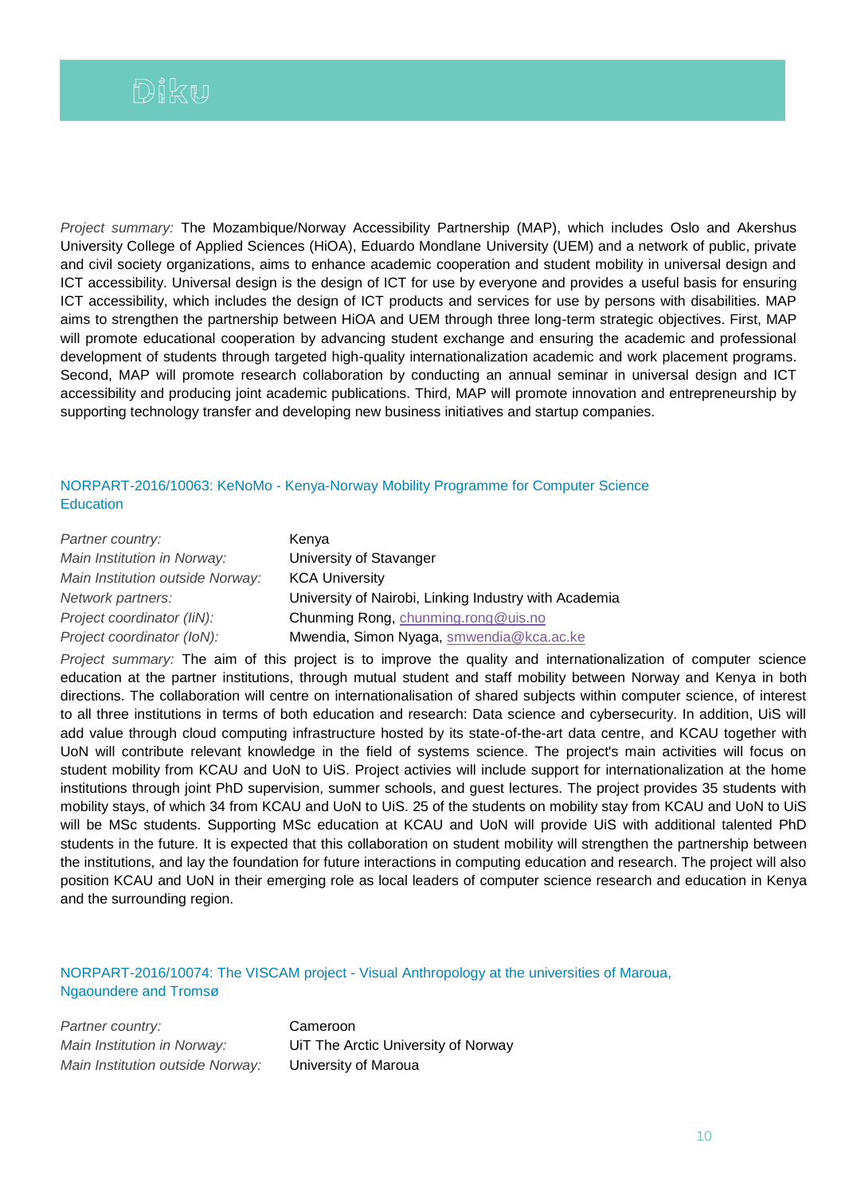*Project summary:* The Mozambique/Norway Accessibility Partnership (MAP), which includes Oslo and Akershus University College of Applied Sciences (HiOA), Eduardo Mondlane University (UEM) and a network of public, private and civil society organizations, aims to enhance academic cooperation and student mobility in universal design and ICT accessibility. Universal design is the design of ICT for use by everyone and provides a useful basis for ensuring ICT accessibility, which includes the design of ICT products and services for use by persons with disabilities. MAP aims to strengthen the partnership between HiOA and UEM through three long-term strategic objectives. First, MAP will promote educational cooperation by advancing student exchange and ensuring the academic and professional development of students through targeted high-quality internationalization academic and work placement programs. Second, MAP will promote research collaboration by conducting an annual seminar in universal design and ICT accessibility and producing joint academic publications. Third, MAP will promote innovation and entrepreneurship by supporting technology transfer and developing new business initiatives and startup companies.

### NORPART-2016/10063: KeNoMo - Kenya-Norway Mobility Programme for Computer Science Education

| | |
|---|---|
| *Partner country:* | Kenya |
| *Main Institution in Norway:* | University of Stavanger |
| *Main Institution outside Norway:* | KCA University |
| *Network partners:* | University of Nairobi, Linking Industry with Academia |
| *Project coordinator (IiN):* | Chunming Rong, chunming.rong@uis.no |
| *Project coordinator (IoN):* | Mwendia, Simon Nyaga, smwendia@kca.ac.ke |

*Project summary:* The aim of this project is to improve the quality and internationalization of computer science education at the partner institutions, through mutual student and staff mobility between Norway and Kenya in both directions. The collaboration will centre on internationalisation of shared subjects within computer science, of interest to all three institutions in terms of both education and research: Data science and cybersecurity. In addition, UiS will add value through cloud computing infrastructure hosted by its state-of-the-art data centre, and KCAU together with UoN will contribute relevant knowledge in the field of systems science. The project's main activities will focus on student mobility from KCAU and UoN to UiS. Project activies will include support for internationalization at the home institutions through joint PhD supervision, summer schools, and guest lectures. The project provides 35 students with mobility stays, of which 34 from KCAU and UoN to UiS. 25 of the students on mobility stay from KCAU and UoN to UiS will be MSc students. Supporting MSc education at KCAU and UoN will provide UiS with additional talented PhD students in the future. It is expected that this collaboration on student mobility will strengthen the partnership between the institutions, and lay the foundation for future interactions in computing education and research. The project will also position KCAU and UoN in their emerging role as local leaders of computer science research and education in Kenya and the surrounding region.

### NORPART-2016/10074: The VISCAM project - Visual Anthropology at the universities of Maroua, Ngaoundere and Tromsø

| | |
|---|---|
| *Partner country:* | Cameroon |
| *Main Institution in Norway:* | UiT The Arctic University of Norway |
| *Main Institution outside Norway:* | University of Maroua |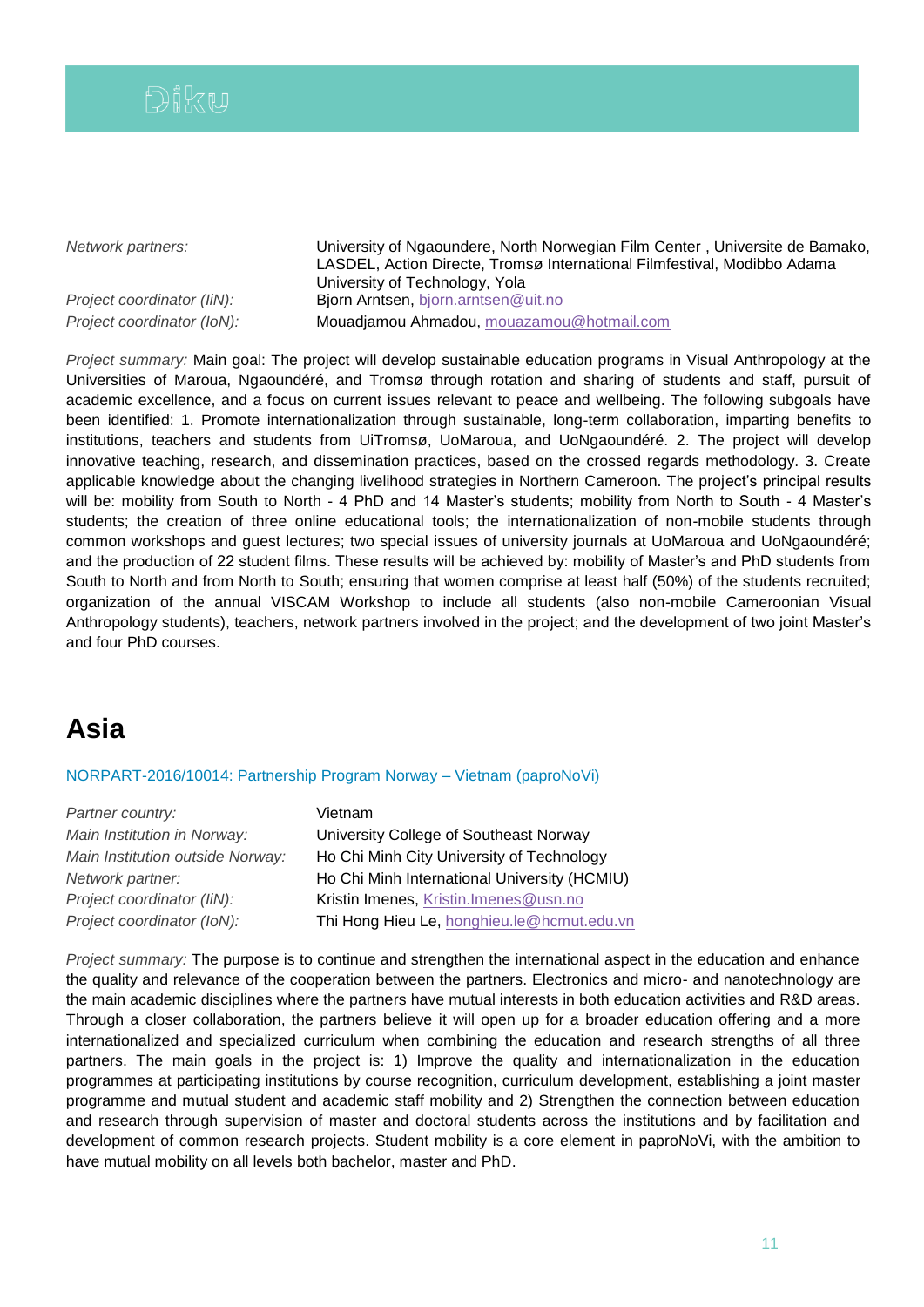*Network partners:* University of Ngaoundere, North Norwegian Film Center , Universite de Bamako, LASDEL, Action Directe, Tromsø International Filmfestival, Modibbo Adama University of Technology, Yola

*Project coordinator (IiN):* Bjorn Arntsen, bjorn.arntsen@uit.no

*Project coordinator (IoN):* Mouadjamou Ahmadou, mouazamou@hotmail.com

*Project summary:* Main goal: The project will develop sustainable education programs in Visual Anthropology at the Universities of Maroua, Ngaoundéré, and Tromsø through rotation and sharing of students and staff, pursuit of academic excellence, and a focus on current issues relevant to peace and wellbeing. The following subgoals have been identified: 1. Promote internationalization through sustainable, long-term collaboration, imparting benefits to institutions, teachers and students from UiTromsø, UoMaroua, and UoNgaoundéré. 2. The project will develop innovative teaching, research, and dissemination practices, based on the crossed regards methodology. 3. Create applicable knowledge about the changing livelihood strategies in Northern Cameroon. The project's principal results will be: mobility from South to North - 4 PhD and 14 Master's students; mobility from North to South - 4 Master's students; the creation of three online educational tools; the internationalization of non-mobile students through common workshops and guest lectures; two special issues of university journals at UoMaroua and UoNgaoundéré; and the production of 22 student films. These results will be achieved by: mobility of Master's and PhD students from South to North and from North to South; ensuring that women comprise at least half (50%) of the students recruited; organization of the annual VISCAM Workshop to include all students (also non-mobile Cameroonian Visual Anthropology students), teachers, network partners involved in the project; and the development of two joint Master's and four PhD courses.

# Asia

### NORPART-2016/10014: Partnership Program Norway – Vietnam (paproNoVi)

*Partner country:* Vietnam

*Main Institution in Norway:* University College of Southeast Norway

*Main Institution outside Norway:* Ho Chi Minh City University of Technology

*Network partner:* Ho Chi Minh International University (HCMIU)

*Project coordinator (IiN):* Kristin Imenes, Kristin.Imenes@usn.no

*Project coordinator (IoN):* Thi Hong Hieu Le, honghieu.le@hcmut.edu.vn

*Project summary:* The purpose is to continue and strengthen the international aspect in the education and enhance the quality and relevance of the cooperation between the partners. Electronics and micro- and nanotechnology are the main academic disciplines where the partners have mutual interests in both education activities and R&D areas. Through a closer collaboration, the partners believe it will open up for a broader education offering and a more internationalized and specialized curriculum when combining the education and research strengths of all three partners. The main goals in the project is: 1) Improve the quality and internationalization in the education programmes at participating institutions by course recognition, curriculum development, establishing a joint master programme and mutual student and academic staff mobility and 2) Strengthen the connection between education and research through supervision of master and doctoral students across the institutions and by facilitation and development of common research projects. Student mobility is a core element in paproNoVi, with the ambition to have mutual mobility on all levels both bachelor, master and PhD.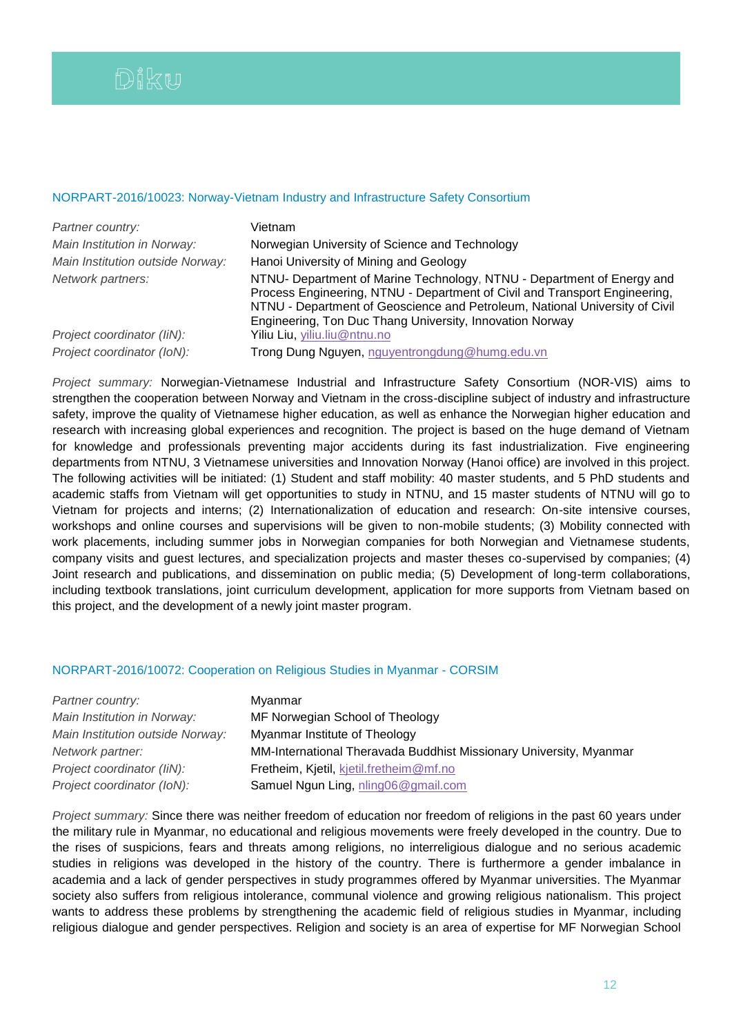### NORPART-2016/10023: Norway-Vietnam Industry and Infrastructure Safety Consortium

| | |
|---|---|
| *Partner country:* | Vietnam |
| *Main Institution in Norway:* | Norwegian University of Science and Technology |
| *Main Institution outside Norway:* | Hanoi University of Mining and Geology |
| *Network partners:* | NTNU- Department of Marine Technology, NTNU - Department of Energy and Process Engineering, NTNU - Department of Civil and Transport Engineering, NTNU - Department of Geoscience and Petroleum, National University of Civil Engineering, Ton Duc Thang University, Innovation Norway |
| *Project coordinator (IiN):* | Yiliu Liu, yiliu.liu@ntnu.no |
| *Project coordinator (IoN):* | Trong Dung Nguyen, nguyentrongdung@humg.edu.vn |

*Project summary:* Norwegian-Vietnamese Industrial and Infrastructure Safety Consortium (NOR-VIS) aims to strengthen the cooperation between Norway and Vietnam in the cross-discipline subject of industry and infrastructure safety, improve the quality of Vietnamese higher education, as well as enhance the Norwegian higher education and research with increasing global experiences and recognition. The project is based on the huge demand of Vietnam for knowledge and professionals preventing major accidents during its fast industrialization. Five engineering departments from NTNU, 3 Vietnamese universities and Innovation Norway (Hanoi office) are involved in this project. The following activities will be initiated: (1) Student and staff mobility: 40 master students, and 5 PhD students and academic staffs from Vietnam will get opportunities to study in NTNU, and 15 master students of NTNU will go to Vietnam for projects and interns; (2) Internationalization of education and research: On-site intensive courses, workshops and online courses and supervisions will be given to non-mobile students; (3) Mobility connected with work placements, including summer jobs in Norwegian companies for both Norwegian and Vietnamese students, company visits and guest lectures, and specialization projects and master theses co-supervised by companies; (4) Joint research and publications, and dissemination on public media; (5) Development of long-term collaborations, including textbook translations, joint curriculum development, application for more supports from Vietnam based on this project, and the development of a newly joint master program.

### NORPART-2016/10072: Cooperation on Religious Studies in Myanmar - CORSIM

| | |
|---|---|
| *Partner country:* | Myanmar |
| *Main Institution in Norway:* | MF Norwegian School of Theology |
| *Main Institution outside Norway:* | Myanmar Institute of Theology |
| *Network partner:* | MM-International Theravada Buddhist Missionary University, Myanmar |
| *Project coordinator (IiN):* | Fretheim, Kjetil, kjetil.fretheim@mf.no |
| *Project coordinator (IoN):* | Samuel Ngun Ling, nling06@gmail.com |

*Project summary:* Since there was neither freedom of education nor freedom of religions in the past 60 years under the military rule in Myanmar, no educational and religious movements were freely developed in the country. Due to the rises of suspicions, fears and threats among religions, no interreligious dialogue and no serious academic studies in religions was developed in the history of the country. There is furthermore a gender imbalance in academia and a lack of gender perspectives in study programmes offered by Myanmar universities. The Myanmar society also suffers from religious intolerance, communal violence and growing religious nationalism. This project wants to address these problems by strengthening the academic field of religious studies in Myanmar, including religious dialogue and gender perspectives. Religion and society is an area of expertise for MF Norwegian School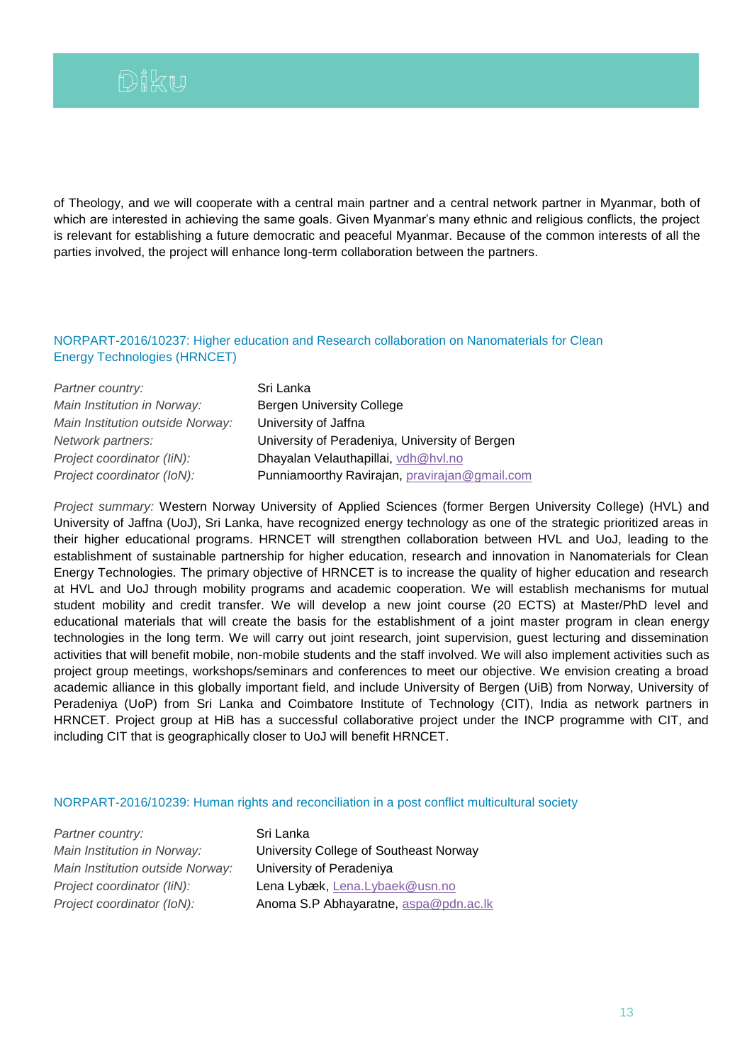of Theology, and we will cooperate with a central main partner and a central network partner in Myanmar, both of which are interested in achieving the same goals. Given Myanmar's many ethnic and religious conflicts, the project is relevant for establishing a future democratic and peaceful Myanmar. Because of the common interests of all the parties involved, the project will enhance long-term collaboration between the partners.

### NORPART-2016/10237: Higher education and Research collaboration on Nanomaterials for Clean Energy Technologies (HRNCET)

| | |
|---|---|
| *Partner country:* | Sri Lanka |
| *Main Institution in Norway:* | Bergen University College |
| *Main Institution outside Norway:* | University of Jaffna |
| *Network partners:* | University of Peradeniya, University of Bergen |
| *Project coordinator (IiN):* | Dhayalan Velauthapillai, vdh@hvl.no |
| *Project coordinator (IoN):* | Punniamoorthy Ravirajan, pravirajan@gmail.com |

*Project summary:* Western Norway University of Applied Sciences (former Bergen University College) (HVL) and University of Jaffna (UoJ), Sri Lanka, have recognized energy technology as one of the strategic prioritized areas in their higher educational programs. HRNCET will strengthen collaboration between HVL and UoJ, leading to the establishment of sustainable partnership for higher education, research and innovation in Nanomaterials for Clean Energy Technologies. The primary objective of HRNCET is to increase the quality of higher education and research at HVL and UoJ through mobility programs and academic cooperation. We will establish mechanisms for mutual student mobility and credit transfer. We will develop a new joint course (20 ECTS) at Master/PhD level and educational materials that will create the basis for the establishment of a joint master program in clean energy technologies in the long term. We will carry out joint research, joint supervision, guest lecturing and dissemination activities that will benefit mobile, non-mobile students and the staff involved. We will also implement activities such as project group meetings, workshops/seminars and conferences to meet our objective. We envision creating a broad academic alliance in this globally important field, and include University of Bergen (UiB) from Norway, University of Peradeniya (UoP) from Sri Lanka and Coimbatore Institute of Technology (CIT), India as network partners in HRNCET. Project group at HiB has a successful collaborative project under the INCP programme with CIT, and including CIT that is geographically closer to UoJ will benefit HRNCET.

### NORPART-2016/10239: Human rights and reconciliation in a post conflict multicultural society

| | |
|---|---|
| *Partner country:* | Sri Lanka |
| *Main Institution in Norway:* | University College of Southeast Norway |
| *Main Institution outside Norway:* | University of Peradeniya |
| *Project coordinator (IiN):* | Lena Lybæk, Lena.Lybaek@usn.no |
| *Project coordinator (IoN):* | Anoma S.P Abhayaratne, aspa@pdn.ac.lk |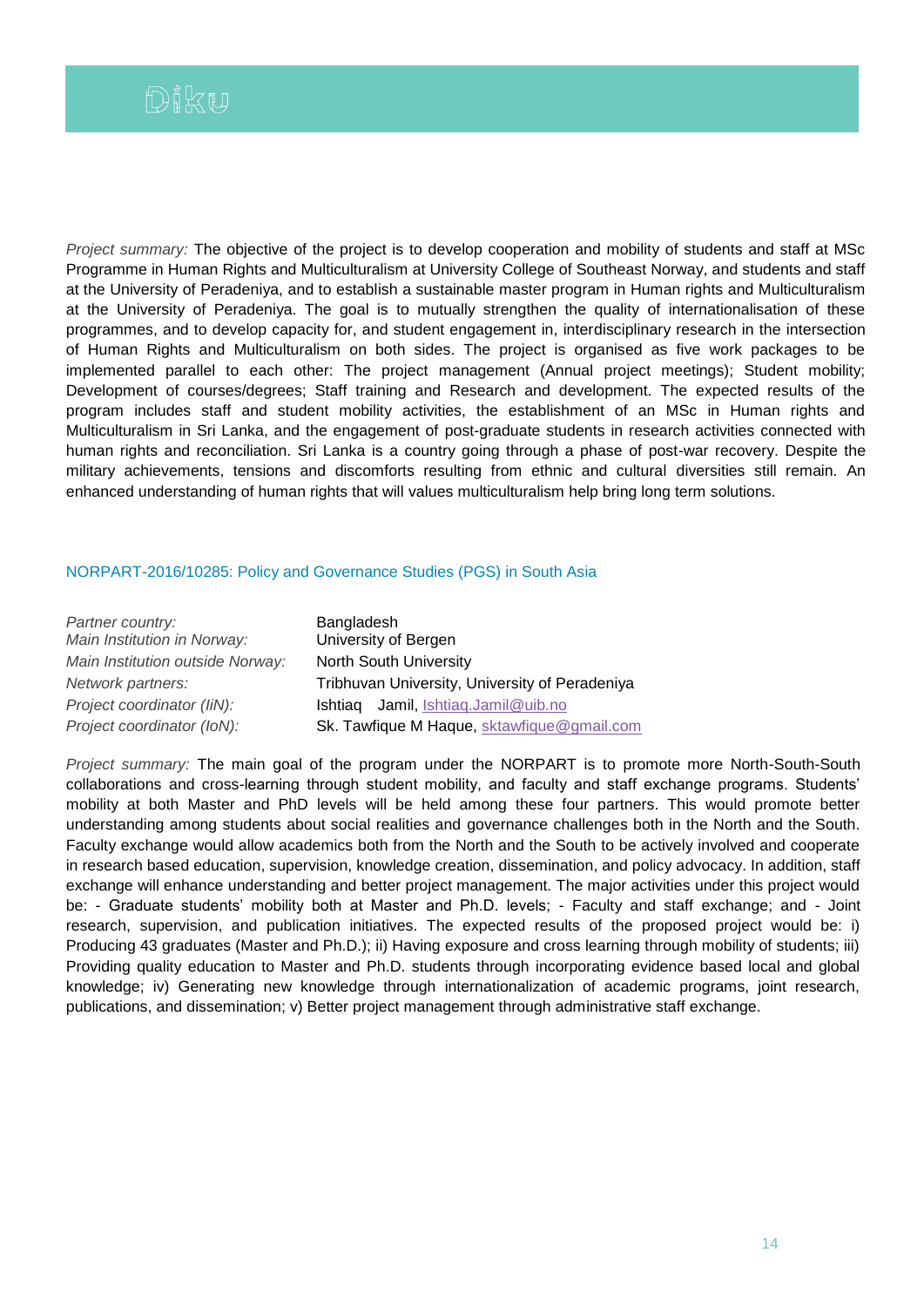*Project summary:* The objective of the project is to develop cooperation and mobility of students and staff at MSc Programme in Human Rights and Multiculturalism at University College of Southeast Norway, and students and staff at the University of Peradeniya, and to establish a sustainable master program in Human rights and Multiculturalism at the University of Peradeniya. The goal is to mutually strengthen the quality of internationalisation of these programmes, and to develop capacity for, and student engagement in, interdisciplinary research in the intersection of Human Rights and Multiculturalism on both sides. The project is organised as five work packages to be implemented parallel to each other: The project management (Annual project meetings); Student mobility; Development of courses/degrees; Staff training and Research and development. The expected results of the program includes staff and student mobility activities, the establishment of an MSc in Human rights and Multiculturalism in Sri Lanka, and the engagement of post-graduate students in research activities connected with human rights and reconciliation. Sri Lanka is a country going through a phase of post-war recovery. Despite the military achievements, tensions and discomforts resulting from ethnic and cultural diversities still remain. An enhanced understanding of human rights that will values multiculturalism help bring long term solutions.

### NORPART-2016/10285: Policy and Governance Studies (PGS) in South Asia

| | |
|---|---|
| *Partner country:* | Bangladesh |
| *Main Institution in Norway:* | University of Bergen |
| *Main Institution outside Norway:* | North South University |
| *Network partners:* | Tribhuvan University, University of Peradeniya |
| *Project coordinator (IiN):* | Ishtiaq Jamil, Ishtiaq.Jamil@uib.no |
| *Project coordinator (IoN):* | Sk. Tawfique M Haque, sktawfique@gmail.com |

*Project summary:* The main goal of the program under the NORPART is to promote more North-South-South collaborations and cross-learning through student mobility, and faculty and staff exchange programs. Students' mobility at both Master and PhD levels will be held among these four partners. This would promote better understanding among students about social realities and governance challenges both in the North and the South. Faculty exchange would allow academics both from the North and the South to be actively involved and cooperate in research based education, supervision, knowledge creation, dissemination, and policy advocacy. In addition, staff exchange will enhance understanding and better project management. The major activities under this project would be: - Graduate students' mobility both at Master and Ph.D. levels; - Faculty and staff exchange; and - Joint research, supervision, and publication initiatives. The expected results of the proposed project would be: i) Producing 43 graduates (Master and Ph.D.); ii) Having exposure and cross learning through mobility of students; iii) Providing quality education to Master and Ph.D. students through incorporating evidence based local and global knowledge; iv) Generating new knowledge through internationalization of academic programs, joint research, publications, and dissemination; v) Better project management through administrative staff exchange.